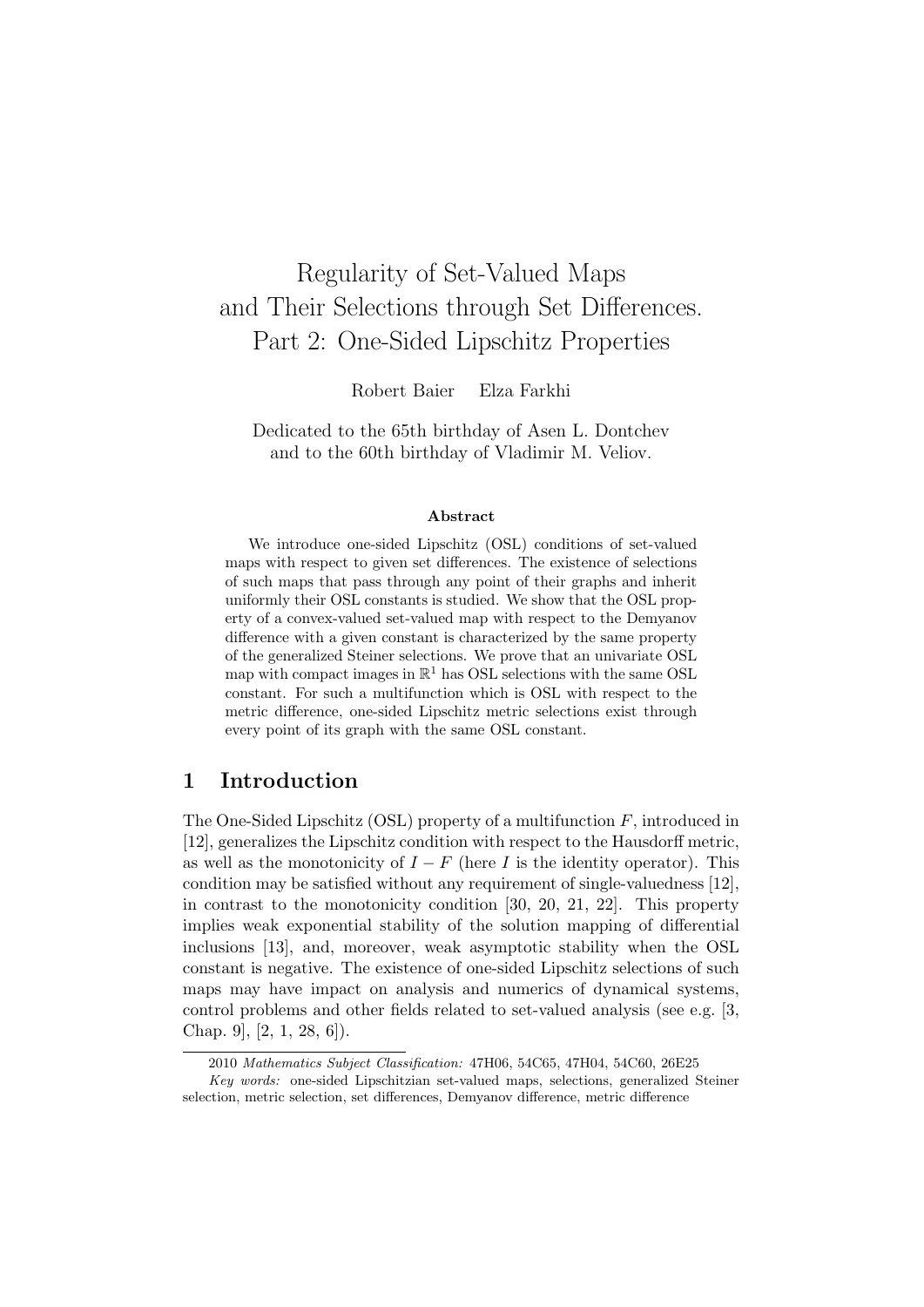# Regularity of Set-Valued Maps and Their Selections through Set Differences. Part 2: One-Sided Lipschitz Properties

Robert Baier   Elza Farkhi

Dedicated to the 65th birthday of Asen L. Dontchev
and to the 60th birthday of Vladimir M. Veliov.

### Abstract

We introduce one-sided Lipschitz (OSL) conditions of set-valued maps with respect to given set differences. The existence of selections of such maps that pass through any point of their graphs and inherit uniformly their OSL constants is studied. We show that the OSL property of a convex-valued set-valued map with respect to the Demyanov difference with a given constant is characterized by the same property of the generalized Steiner selections. We prove that an univariate OSL map with compact images in $\mathbb{R}^1$ has OSL selections with the same OSL constant. For such a multifunction which is OSL with respect to the metric difference, one-sided Lipschitz metric selections exist through every point of its graph with the same OSL constant.

## 1 Introduction

The One-Sided Lipschitz (OSL) property of a multifunction $F$, introduced in [12], generalizes the Lipschitz condition with respect to the Hausdorff metric, as well as the monotonicity of $I - F$ (here $I$ is the identity operator). This condition may be satisfied without any requirement of single-valuedness [12], in contrast to the monotonicity condition [30, 20, 21, 22]. This property implies weak exponential stability of the solution mapping of differential inclusions [13], and, moreover, weak asymptotic stability when the OSL constant is negative. The existence of one-sided Lipschitz selections of such maps may have impact on analysis and numerics of dynamical systems, control problems and other fields related to set-valued analysis (see e.g. [3, Chap. 9], [2, 1, 28, 6]).

2010 *Mathematics Subject Classification:* 47H06, 54C65, 47H04, 54C60, 26E25

*Key words:* one-sided Lipschitzian set-valued maps, selections, generalized Steiner selection, metric selection, set differences, Demyanov difference, metric difference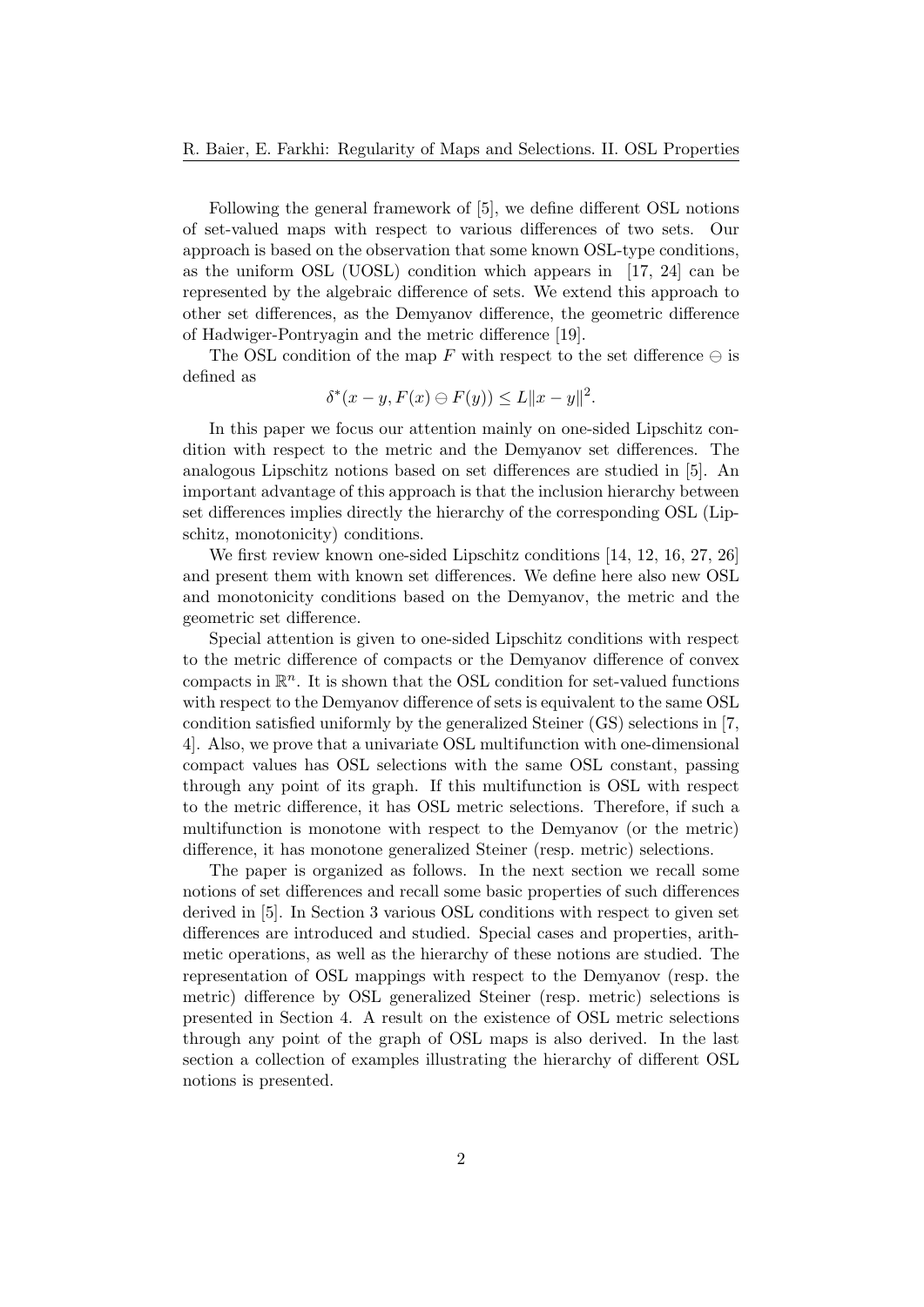Following the general framework of [5], we define different OSL notions of set-valued maps with respect to various differences of two sets. Our approach is based on the observation that some known OSL-type conditions, as the uniform OSL (UOSL) condition which appears in [17, 24] can be represented by the algebraic difference of sets. We extend this approach to other set differences, as the Demyanov difference, the geometric difference of Hadwiger-Pontryagin and the metric difference [19].

The OSL condition of the map $F$ with respect to the set difference $\ominus$ is defined as

$$\delta^*(x-y, F(x) \ominus F(y)) \leq L\|x-y\|^2.$$

In this paper we focus our attention mainly on one-sided Lipschitz condition with respect to the metric and the Demyanov set differences. The analogous Lipschitz notions based on set differences are studied in [5]. An important advantage of this approach is that the inclusion hierarchy between set differences implies directly the hierarchy of the corresponding OSL (Lipschitz, monotonicity) conditions.

We first review known one-sided Lipschitz conditions [14, 12, 16, 27, 26] and present them with known set differences. We define here also new OSL and monotonicity conditions based on the Demyanov, the metric and the geometric set difference.

Special attention is given to one-sided Lipschitz conditions with respect to the metric difference of compacts or the Demyanov difference of convex compacts in $\mathbb{R}^n$. It is shown that the OSL condition for set-valued functions with respect to the Demyanov difference of sets is equivalent to the same OSL condition satisfied uniformly by the generalized Steiner (GS) selections in [7, 4]. Also, we prove that a univariate OSL multifunction with one-dimensional compact values has OSL selections with the same OSL constant, passing through any point of its graph. If this multifunction is OSL with respect to the metric difference, it has OSL metric selections. Therefore, if such a multifunction is monotone with respect to the Demyanov (or the metric) difference, it has monotone generalized Steiner (resp. metric) selections.

The paper is organized as follows. In the next section we recall some notions of set differences and recall some basic properties of such differences derived in [5]. In Section 3 various OSL conditions with respect to given set differences are introduced and studied. Special cases and properties, arithmetic operations, as well as the hierarchy of these notions are studied. The representation of OSL mappings with respect to the Demyanov (resp. the metric) difference by OSL generalized Steiner (resp. metric) selections is presented in Section 4. A result on the existence of OSL metric selections through any point of the graph of OSL maps is also derived. In the last section a collection of examples illustrating the hierarchy of different OSL notions is presented.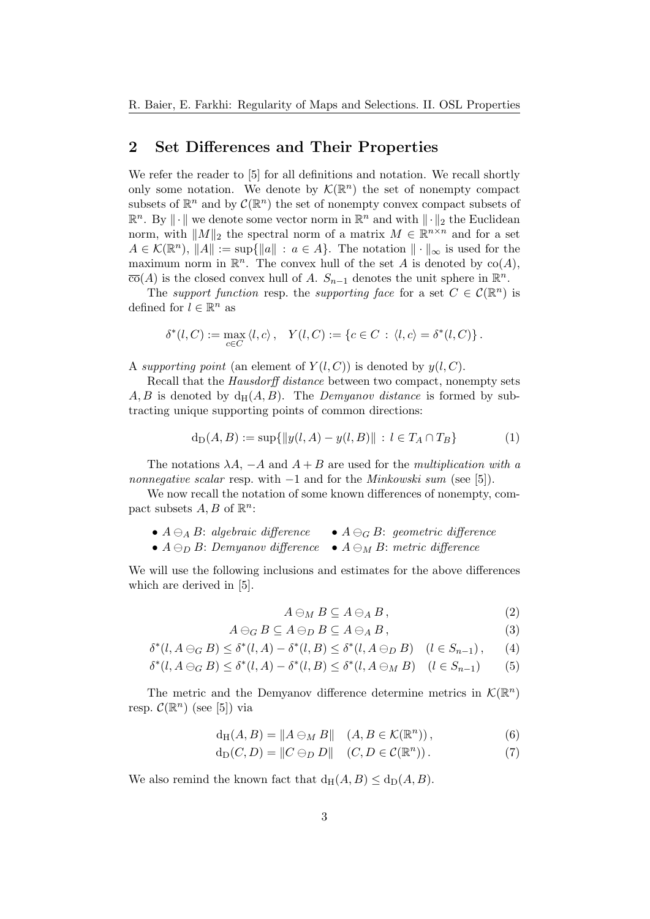## 2 Set Differences and Their Properties

We refer the reader to [5] for all definitions and notation. We recall shortly only some notation. We denote by $\mathcal{K}(\mathbb{R}^n)$ the set of nonempty compact subsets of $\mathbb{R}^n$ and by $\mathcal{C}(\mathbb{R}^n)$ the set of nonempty convex compact subsets of $\mathbb{R}^n$. By $\|\cdot\|$ we denote some vector norm in $\mathbb{R}^n$ and with $\|\cdot\|_2$ the Euclidean norm, with $\|M\|_2$ the spectral norm of a matrix $M \in \mathbb{R}^{n\times n}$ and for a set $A \in \mathcal{K}(\mathbb{R}^n)$, $\|A\| := \sup\{\|a\| \,:\, a \in A\}$. The notation $\|\cdot\|_\infty$ is used for the maximum norm in $\mathbb{R}^n$. The convex hull of the set $A$ is denoted by $\operatorname{co}(A)$, $\overline{\operatorname{co}}(A)$ is the closed convex hull of $A$. $S_{n-1}$ denotes the unit sphere in $\mathbb{R}^n$.

The *support function* resp. the *supporting face* for a set $C \in \mathcal{C}(\mathbb{R}^n)$ is defined for $l \in \mathbb{R}^n$ as

$$\delta^*(l, C) := \max_{c\in C} \langle l, c\rangle \,, \quad Y(l, C) := \{c \in C \,:\, \langle l, c\rangle = \delta^*(l, C)\} \,.$$

A *supporting point* (an element of $Y(l, C)$) is denoted by $y(l, C)$.

Recall that the *Hausdorff distance* between two compact, nonempty sets $A, B$ is denoted by $\mathrm{d_H}(A, B)$. The *Demyanov distance* is formed by subtracting unique supporting points of common directions:

$$\mathrm{d_D}(A, B) := \sup\{\|y(l, A) - y(l, B)\| \,:\, l \in T_A \cap T_B\} \tag{1}$$

The notations $\lambda A$, $-A$ and $A + B$ are used for the *multiplication with a nonnegative scalar* resp. with $-1$ and for the *Minkowski sum* (see [5]).

We now recall the notation of some known differences of nonempty, compact subsets $A, B$ of $\mathbb{R}^n$:

- $A \ominus_A B$: *algebraic difference*
- $A \ominus_G B$: *geometric difference*
- $A \ominus_D B$: *Demyanov difference*
- $A \ominus_M B$: *metric difference*

We will use the following inclusions and estimates for the above differences which are derived in [5].

$$A \ominus_M B \subseteq A \ominus_A B \,, \tag{2}$$

$$A \ominus_G B \subseteq A \ominus_D B \subseteq A \ominus_A B \,, \tag{3}$$

$$\delta^*(l, A \ominus_G B) \le \delta^*(l, A) - \delta^*(l, B) \le \delta^*(l, A \ominus_D B) \quad (l \in S_{n-1}) \,, \tag{4}$$

$$\delta^*(l, A \ominus_G B) \le \delta^*(l, A) - \delta^*(l, B) \le \delta^*(l, A \ominus_M B) \quad (l \in S_{n-1}) \tag{5}$$

The metric and the Demyanov difference determine metrics in $\mathcal{K}(\mathbb{R}^n)$ resp. $\mathcal{C}(\mathbb{R}^n)$ (see [5]) via

$$\mathrm{d_H}(A, B) = \|A \ominus_M B\| \quad (A, B \in \mathcal{K}(\mathbb{R}^n)) \,, \tag{6}$$

$$\mathrm{d_D}(C, D) = \|C \ominus_D D\| \quad (C, D \in \mathcal{C}(\mathbb{R}^n)) \,. \tag{7}$$

We also remind the known fact that $\mathrm{d_H}(A, B) \le \mathrm{d_D}(A, B)$.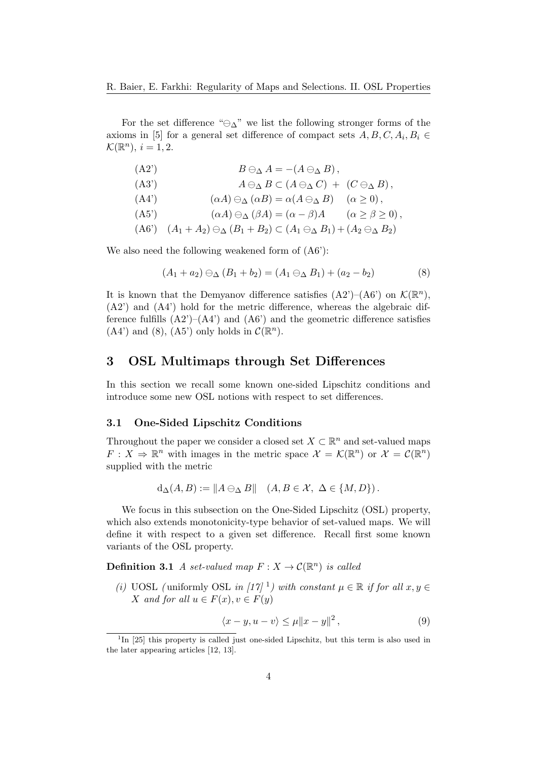For the set difference "$\ominus_\Delta$" we list the following stronger forms of the axioms in [5] for a general set difference of compact sets $A, B, C, A_i, B_i \in \mathcal{K}(\mathbb{R}^n)$, $i = 1, 2$.

$$
\begin{array}{ll}
\text{(A2')} & B \ominus_\Delta A = -(A \ominus_\Delta B)\,, \\
\text{(A3')} & A \ominus_\Delta B \subset (A \ominus_\Delta C) \;+\; (C \ominus_\Delta B)\,, \\
\text{(A4')} & (\alpha A) \ominus_\Delta (\alpha B) = \alpha (A \ominus_\Delta B) \quad (\alpha \geq 0)\,, \\
\text{(A5')} & (\alpha A) \ominus_\Delta (\beta A) = (\alpha - \beta) A \qquad (\alpha \geq \beta \geq 0)\,, \\
\text{(A6')} & (A_1 + A_2) \ominus_\Delta (B_1 + B_2) \subset (A_1 \ominus_\Delta B_1) + (A_2 \ominus_\Delta B_2)
\end{array}
$$

We also need the following weakened form of (A6'):

$$
(A_1 + a_2) \ominus_\Delta (B_1 + b_2) = (A_1 \ominus_\Delta B_1) + (a_2 - b_2) \tag{8}
$$

It is known that the Demyanov difference satisfies (A2')–(A6') on $\mathcal{K}(\mathbb{R}^n)$, (A2') and (A4') hold for the metric difference, whereas the algebraic difference fulfills (A2')–(A4') and (A6') and the geometric difference satisfies (A4') and (8), (A5') only holds in $\mathcal{C}(\mathbb{R}^n)$.

## 3 OSL Multimaps through Set Differences

In this section we recall some known one-sided Lipschitz conditions and introduce some new OSL notions with respect to set differences.

### 3.1 One-Sided Lipschitz Conditions

Throughout the paper we consider a closed set $X \subset \mathbb{R}^n$ and set-valued maps $F : X \rightrightarrows \mathbb{R}^n$ with images in the metric space $\mathcal{X} = \mathcal{K}(\mathbb{R}^n)$ or $\mathcal{X} = \mathcal{C}(\mathbb{R}^n)$ supplied with the metric

$$
\mathrm{d}_\Delta(A, B) := \| A \ominus_\Delta B \| \quad (A, B \in \mathcal{X},\ \Delta \in \{M, D\})\,.
$$

We focus in this subsection on the One-Sided Lipschitz (OSL) property, which also extends monotonicity-type behavior of set-valued maps. We will define it with respect to a given set difference. Recall first some known variants of the OSL property.

**Definition 3.1** *A set-valued map $F : X \to \mathcal{C}(\mathbb{R}^n)$ is called*

*(i)* UOSL *(*uniformly OSL *in [17] [1]) with constant $\mu \in \mathbb{R}$ if for all $x, y \in X$ and for all $u \in F(x), v \in F(y)$*

$$
\langle x - y, u - v \rangle \leq \mu \| x - y \|^2\,, \tag{9}
$$

[1] In [25] this property is called just one-sided Lipschitz, but this term is also used in the later appearing articles [12, 13].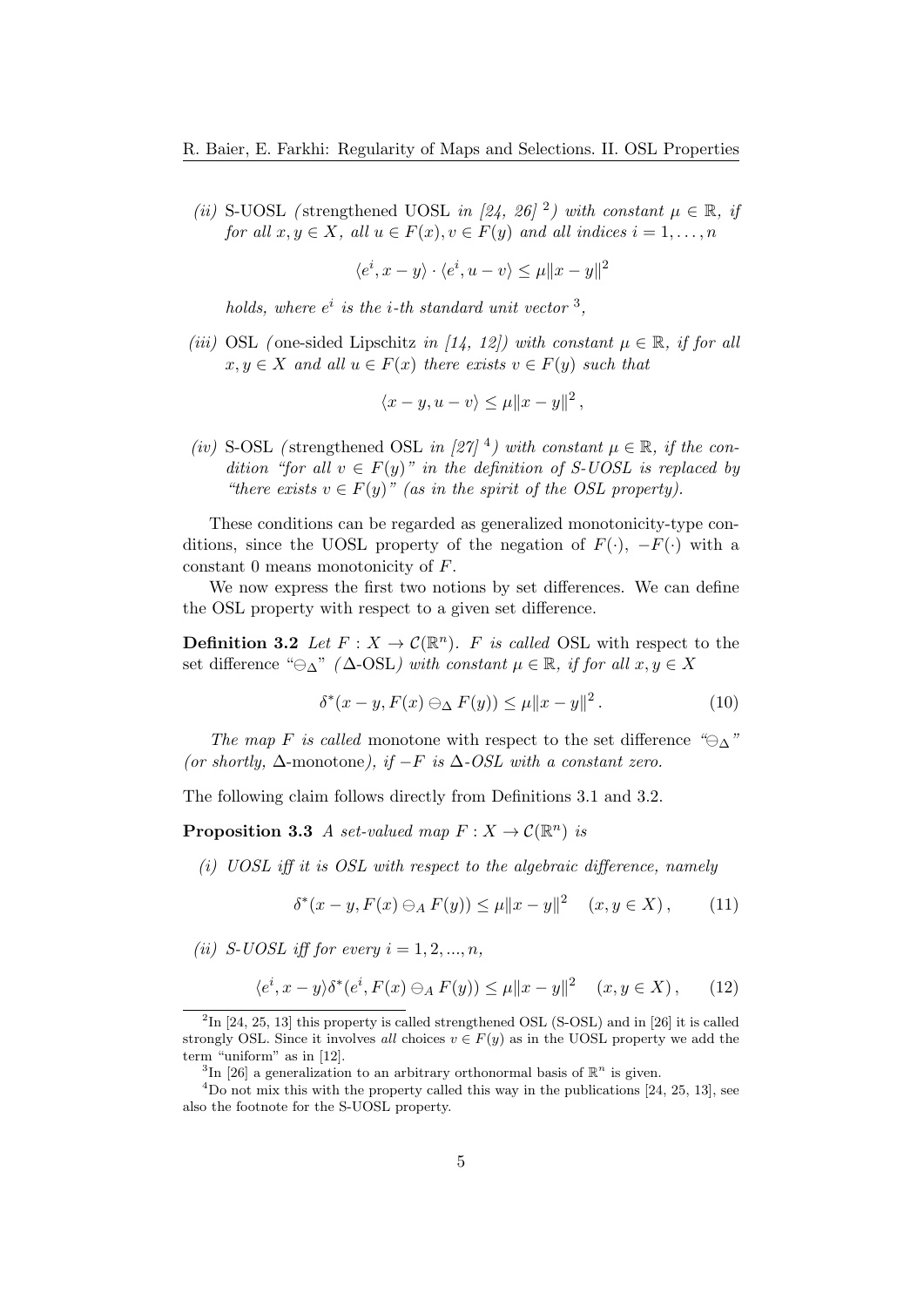*(ii)* S-UOSL *(*strengthened UOSL *in [24, 26]* [2]*) with constant $\mu \in \mathbb{R}$, if for all $x, y \in X$, all $u \in F(x), v \in F(y)$ and all indices $i = 1, \dots, n$*

$$\langle e^i, x-y \rangle \cdot \langle e^i, u-v \rangle \le \mu \|x-y\|^2$$

*holds, where $e^i$ is the $i$-th standard unit vector* [3]*,*

*(iii)* OSL *(*one-sided Lipschitz *in [14, 12]) with constant $\mu \in \mathbb{R}$, if for all $x, y \in X$ and all $u \in F(x)$ there exists $v \in F(y)$ such that*

$$\langle x-y, u-v \rangle \le \mu \|x-y\|^2 ,$$

*(iv)* S-OSL *(*strengthened OSL *in [27]* [4]*) with constant $\mu \in \mathbb{R}$, if the condition "for all $v \in F(y)$" in the definition of S-UOSL is replaced by "there exists $v \in F(y)$" (as in the spirit of the OSL property).*

These conditions can be regarded as generalized monotonicity-type conditions, since the UOSL property of the negation of $F(\cdot)$, $-F(\cdot)$ with a constant 0 means monotonicity of $F$.

We now express the first two notions by set differences. We can define the OSL property with respect to a given set difference.

**Definition 3.2** *Let $F : X \to \mathcal{C}(\mathbb{R}^n)$. $F$ is called* OSL with respect to the set difference "$\ominus_\Delta$" *(*$\Delta$-OSL*) with constant $\mu \in \mathbb{R}$, if for all $x, y \in X$*

$$\delta^*(x-y, F(x) \ominus_\Delta F(y)) \le \mu \|x-y\|^2 . \tag{10}$$

*The map $F$ is called* monotone with respect to the set difference *"$\ominus_\Delta$" (or shortly,* $\Delta$-monotone*), if $-F$ is $\Delta$-OSL with a constant zero.*

The following claim follows directly from Definitions 3.1 and 3.2.

**Proposition 3.3** *A set-valued map $F : X \to \mathcal{C}(\mathbb{R}^n)$ is*

*(i) UOSL iff it is OSL with respect to the algebraic difference, namely*

$$\delta^*(x-y, F(x) \ominus_A F(y)) \le \mu \|x-y\|^2 \quad (x, y \in X) , \tag{11}$$

*(ii) S-UOSL iff for every $i = 1, 2, ..., n$,*

$$\langle e^i, x-y \rangle \delta^*(e^i, F(x) \ominus_A F(y)) \le \mu \|x-y\|^2 \quad (x, y \in X) , \tag{12}$$

---

[2] In [24, 25, 13] this property is called strengthened OSL (S-OSL) and in [26] it is called strongly OSL. Since it involves *all* choices $v \in F(y)$ as in the UOSL property we add the term "uniform" as in [12].

[3] In [26] a generalization to an arbitrary orthonormal basis of $\mathbb{R}^n$ is given.

[4] Do not mix this with the property called this way in the publications [24, 25, 13], see also the footnote for the S-UOSL property.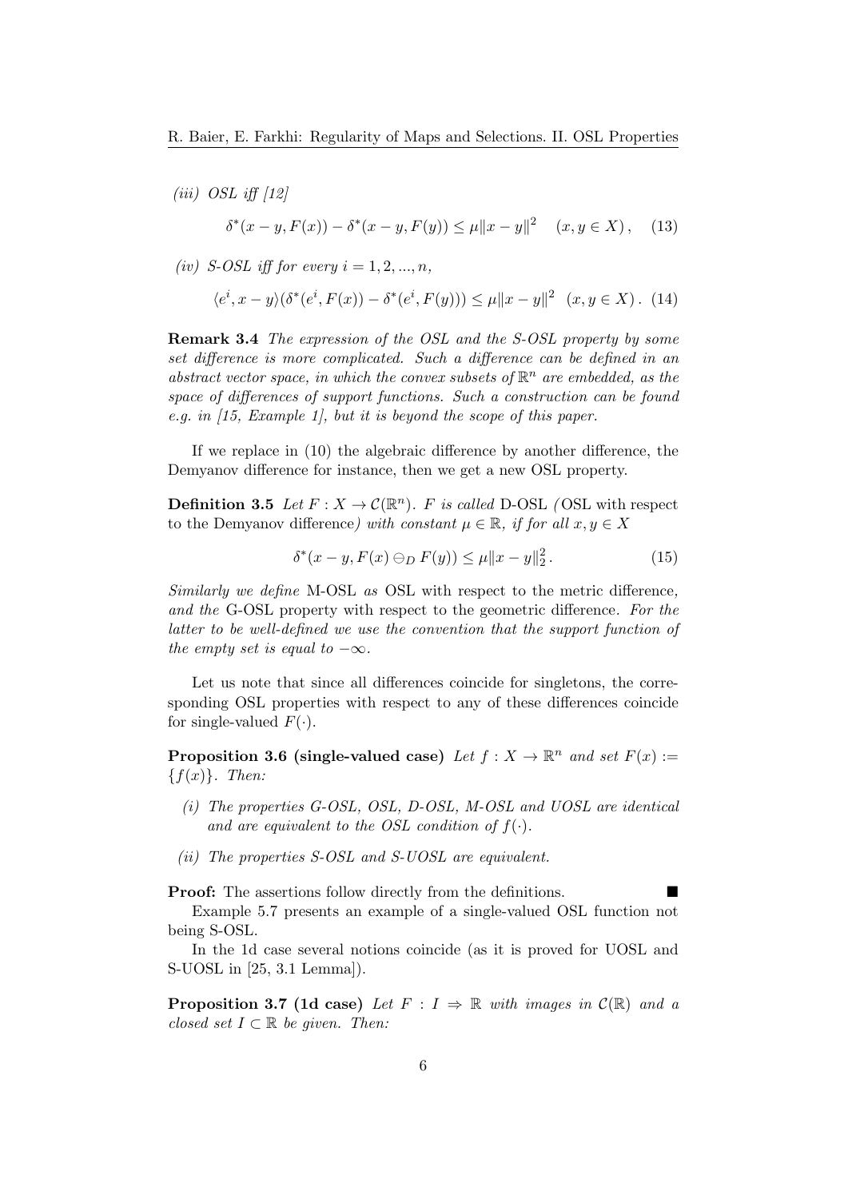*(iii) OSL iff [12]*

$$\delta^*(x - y, F(x)) - \delta^*(x - y, F(y)) \le \mu \|x - y\|^2 \quad (x, y \in X), \quad (13)$$

*(iv) S-OSL iff for every $i = 1, 2, ..., n$,*

$$\langle e^i, x - y\rangle (\delta^*(e^i, F(x)) - \delta^*(e^i, F(y))) \le \mu \|x - y\|^2 \quad (x, y \in X). \quad (14)$$

**Remark 3.4** *The expression of the OSL and the S-OSL property by some set difference is more complicated. Such a difference can be defined in an abstract vector space, in which the convex subsets of $\mathbb{R}^n$ are embedded, as the space of differences of support functions. Such a construction can be found e.g. in [15, Example 1], but it is beyond the scope of this paper.*

If we replace in (10) the algebraic difference by another difference, the Demyanov difference for instance, then we get a new OSL property.

**Definition 3.5** *Let $F : X \to \mathcal{C}(\mathbb{R}^n)$. $F$ is called* D-OSL *(*OSL with respect to the Demyanov difference*) with constant $\mu \in \mathbb{R}$, if for all $x, y \in X$*

$$\delta^*(x - y, F(x) \ominus_D F(y)) \le \mu \|x - y\|_2^2. \quad (15)$$

*Similarly we define* M-OSL *as* OSL with respect to the metric difference*, and the* G-OSL *property with respect to the geometric difference. For the latter to be well-defined we use the convention that the support function of the empty set is equal to $-\infty$.*

Let us note that since all differences coincide for singletons, the corresponding OSL properties with respect to any of these differences coincide for single-valued $F(\cdot)$.

**Proposition 3.6 (single-valued case)** *Let $f : X \to \mathbb{R}^n$ and set $F(x) := \{f(x)\}$. Then:*

*(i) The properties G-OSL, OSL, D-OSL, M-OSL and UOSL are identical and are equivalent to the OSL condition of $f(\cdot)$.*

*(ii) The properties S-OSL and S-UOSL are equivalent.*

**Proof:** The assertions follow directly from the definitions. ■

Example 5.7 presents an example of a single-valued OSL function not being S-OSL.

In the 1d case several notions coincide (as it is proved for UOSL and S-UOSL in [25, 3.1 Lemma]).

**Proposition 3.7 (1d case)** *Let $F : I \rightrightarrows \mathbb{R}$ with images in $\mathcal{C}(\mathbb{R})$ and a closed set $I \subset \mathbb{R}$ be given. Then:*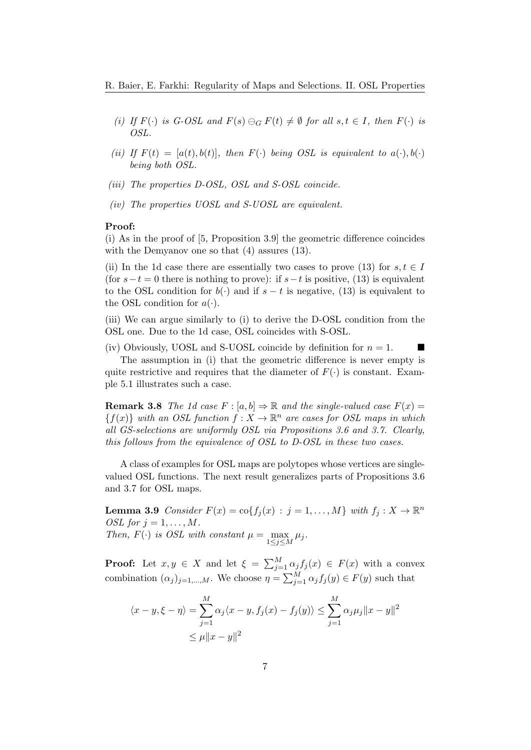*(i) If $F(\cdot)$ is G-OSL and $F(s) \ominus_G F(t) \neq \emptyset$ for all $s, t \in I$, then $F(\cdot)$ is OSL.*

*(ii) If $F(t) = [a(t), b(t)]$, then $F(\cdot)$ being OSL is equivalent to $a(\cdot), b(\cdot)$ being both OSL.*

*(iii) The properties D-OSL, OSL and S-OSL coincide.*

*(iv) The properties UOSL and S-UOSL are equivalent.*

**Proof:**
(i) As in the proof of [5, Proposition 3.9] the geometric difference coincides with the Demyanov one so that (4) assures (13).

(ii) In the 1d case there are essentially two cases to prove (13) for $s, t \in I$ (for $s - t = 0$ there is nothing to prove): if $s - t$ is positive, (13) is equivalent to the OSL condition for $b(\cdot)$ and if $s - t$ is negative, (13) is equivalent to the OSL condition for $a(\cdot)$.

(iii) We can argue similarly to (i) to derive the D-OSL condition from the OSL one. Due to the 1d case, OSL coincides with S-OSL.

(iv) Obviously, UOSL and S-UOSL coincide by definition for $n = 1$. ∎

The assumption in (i) that the geometric difference is never empty is quite restrictive and requires that the diameter of $F(\cdot)$ is constant. Example 5.1 illustrates such a case.

**Remark 3.8** *The 1d case $F : [a, b] \Rightarrow \mathbb{R}$ and the single-valued case $F(x) = \{f(x)\}$ with an OSL function $f : X \to \mathbb{R}^n$ are cases for OSL maps in which all GS-selections are uniformly OSL via Propositions 3.6 and 3.7. Clearly, this follows from the equivalence of OSL to D-OSL in these two cases.*

A class of examples for OSL maps are polytopes whose vertices are single-valued OSL functions. The next result generalizes parts of Propositions 3.6 and 3.7 for OSL maps.

**Lemma 3.9** *Consider $F(x) = \operatorname{co}\{f_j(x) : j = 1, \ldots, M\}$ with $f_j : X \to \mathbb{R}^n$ OSL for $j = 1, \ldots, M$.*
*Then, $F(\cdot)$ is OSL with constant $\mu = \max\limits_{1 \leq j \leq M} \mu_j$.*

**Proof:** Let $x, y \in X$ and let $\xi = \sum_{j=1}^{M} \alpha_j f_j(x) \in F(x)$ with a convex combination $(\alpha_j)_{j=1,\ldots,M}$. We choose $\eta = \sum_{j=1}^{M} \alpha_j f_j(y) \in F(y)$ such that

$$
\begin{aligned}
\langle x - y, \xi - \eta \rangle &= \sum_{j=1}^{M} \alpha_j \langle x - y, f_j(x) - f_j(y) \rangle \leq \sum_{j=1}^{M} \alpha_j \mu_j \|x - y\|^2 \\
&\leq \mu \|x - y\|^2
\end{aligned}
$$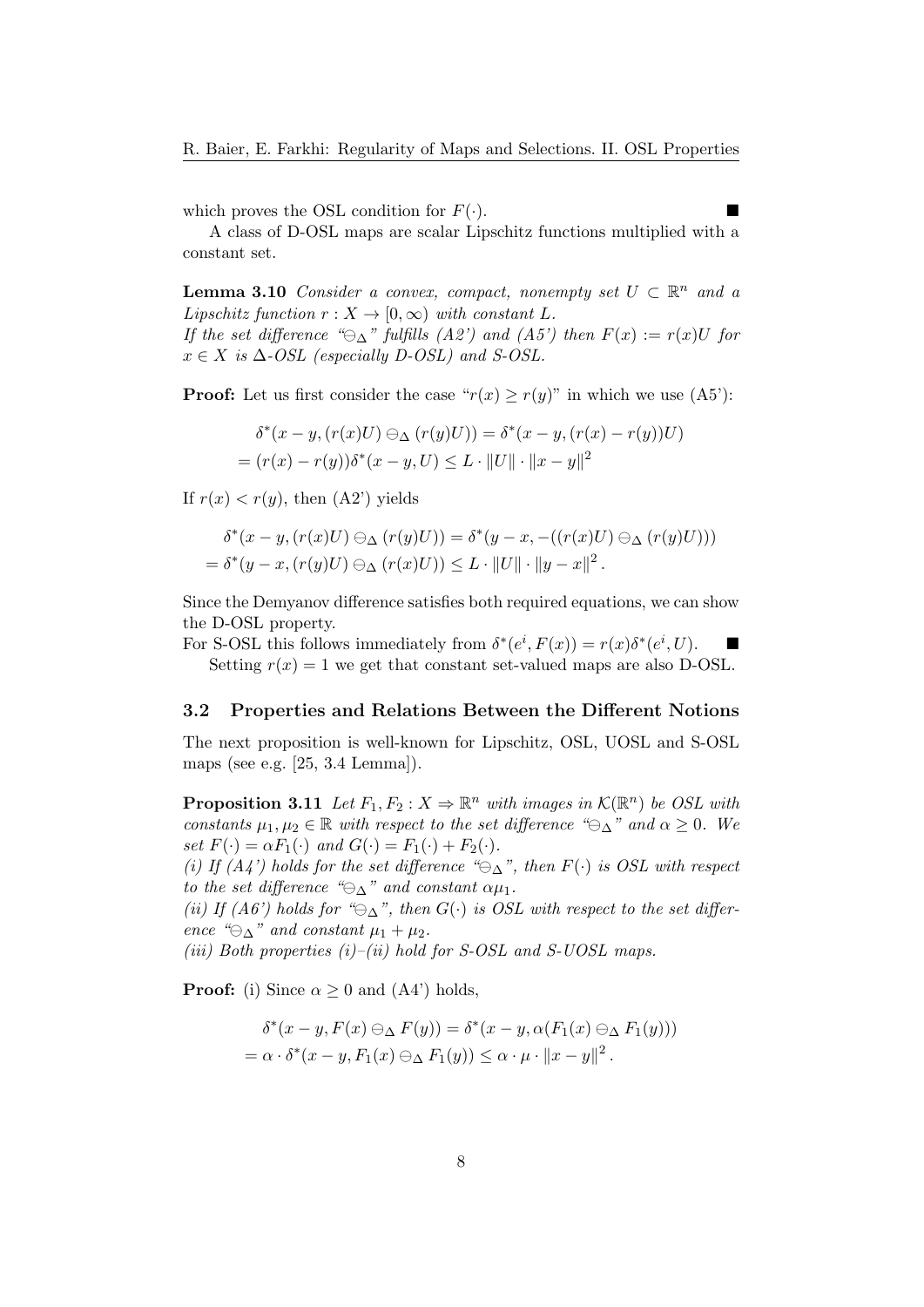which proves the OSL condition for $F(\cdot)$. ■

A class of D-OSL maps are scalar Lipschitz functions multiplied with a constant set.

**Lemma 3.10** *Consider a convex, compact, nonempty set $U \subset \mathbb{R}^n$ and a Lipschitz function $r : X \to [0, \infty)$ with constant $L$.*
*If the set difference "$\ominus_\Delta$" fulfills (A2') and (A5') then $F(x) := r(x)U$ for $x \in X$ is $\Delta$-OSL (especially D-OSL) and S-OSL.*

**Proof:** Let us first consider the case "$r(x) \geq r(y)$" in which we use (A5'):

$$\delta^*(x - y, (r(x)U) \ominus_\Delta (r(y)U)) = \delta^*(x - y, (r(x) - r(y))U)$$
$$= (r(x) - r(y))\delta^*(x - y, U) \leq L \cdot \|U\| \cdot \|x - y\|^2$$

If $r(x) < r(y)$, then (A2') yields

$$\delta^*(x - y, (r(x)U) \ominus_\Delta (r(y)U)) = \delta^*(y - x, -((r(x)U) \ominus_\Delta (r(y)U)))$$
$$= \delta^*(y - x, (r(y)U) \ominus_\Delta (r(x)U)) \leq L \cdot \|U\| \cdot \|y - x\|^2 .$$

Since the Demyanov difference satisfies both required equations, we can show the D-OSL property.
For S-OSL this follows immediately from $\delta^*(e^i, F(x)) = r(x)\delta^*(e^i, U)$. ■

Setting $r(x) = 1$ we get that constant set-valued maps are also D-OSL.

### 3.2 Properties and Relations Between the Different Notions

The next proposition is well-known for Lipschitz, OSL, UOSL and S-OSL maps (see e.g. [25, 3.4 Lemma]).

**Proposition 3.11** *Let $F_1, F_2 : X \Rightarrow \mathbb{R}^n$ with images in $\mathcal{K}(\mathbb{R}^n)$ be OSL with constants $\mu_1, \mu_2 \in \mathbb{R}$ with respect to the set difference "$\ominus_\Delta$" and $\alpha \geq 0$. We set $F(\cdot) = \alpha F_1(\cdot)$ and $G(\cdot) = F_1(\cdot) + F_2(\cdot)$.*
*(i) If (A4') holds for the set difference "$\ominus_\Delta$", then $F(\cdot)$ is OSL with respect to the set difference "$\ominus_\Delta$" and constant $\alpha\mu_1$.*
*(ii) If (A6') holds for "$\ominus_\Delta$", then $G(\cdot)$ is OSL with respect to the set difference "$\ominus_\Delta$" and constant $\mu_1 + \mu_2$.*
*(iii) Both properties (i)–(ii) hold for S-OSL and S-UOSL maps.*

**Proof:** (i) Since $\alpha \geq 0$ and (A4') holds,

$$\delta^*(x - y, F(x) \ominus_\Delta F(y)) = \delta^*(x - y, \alpha(F_1(x) \ominus_\Delta F_1(y)))$$
$$= \alpha \cdot \delta^*(x - y, F_1(x) \ominus_\Delta F_1(y)) \leq \alpha \cdot \mu \cdot \|x - y\|^2 .$$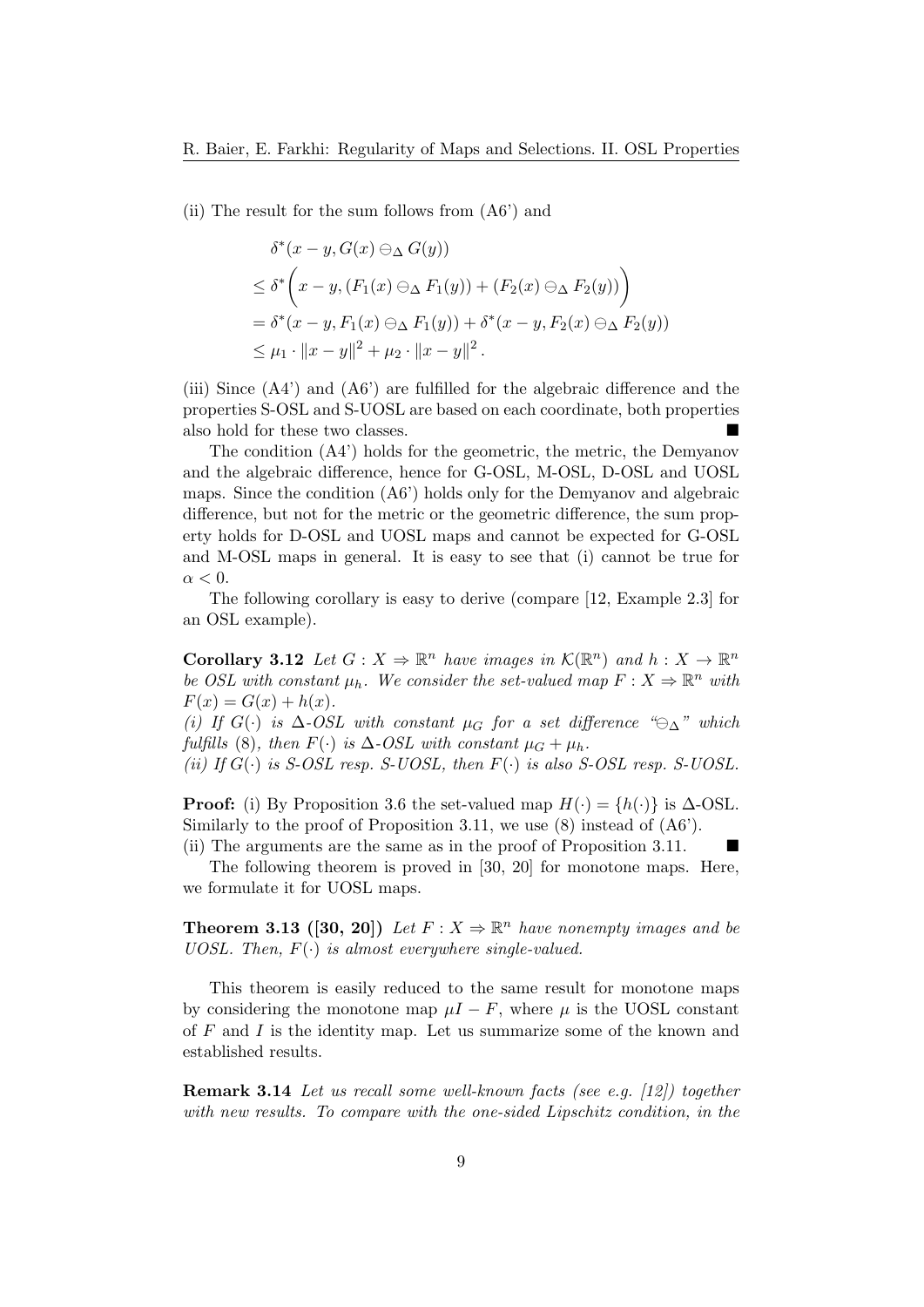(ii) The result for the sum follows from (A6') and

$$\begin{aligned}
&\delta^*(x-y, G(x) \ominus_\Delta G(y)) \\
&\leq \delta^*\bigg(x-y, (F_1(x) \ominus_\Delta F_1(y)) + (F_2(x) \ominus_\Delta F_2(y))\bigg) \\
&= \delta^*(x-y, F_1(x) \ominus_\Delta F_1(y)) + \delta^*(x-y, F_2(x) \ominus_\Delta F_2(y)) \\
&\leq \mu_1 \cdot \|x-y\|^2 + \mu_2 \cdot \|x-y\|^2 \,.
\end{aligned}$$

(iii) Since (A4') and (A6') are fulfilled for the algebraic difference and the properties S-OSL and S-UOSL are based on each coordinate, both properties also hold for these two classes. ■

The condition (A4') holds for the geometric, the metric, the Demyanov and the algebraic difference, hence for G-OSL, M-OSL, D-OSL and UOSL maps. Since the condition (A6') holds only for the Demyanov and algebraic difference, but not for the metric or the geometric difference, the sum property holds for D-OSL and UOSL maps and cannot be expected for G-OSL and M-OSL maps in general. It is easy to see that (i) cannot be true for $\alpha < 0$.

The following corollary is easy to derive (compare [12, Example 2.3] for an OSL example).

**Corollary 3.12** *Let $G : X \rightrightarrows \mathbb{R}^n$ have images in $\mathcal{K}(\mathbb{R}^n)$ and $h : X \to \mathbb{R}^n$ be OSL with constant $\mu_h$. We consider the set-valued map $F : X \rightrightarrows \mathbb{R}^n$ with $F(x) = G(x) + h(x)$.*
*(i) If $G(\cdot)$ is $\Delta$-OSL with constant $\mu_G$ for a set difference "$\ominus_\Delta$" which fulfills (8), then $F(\cdot)$ is $\Delta$-OSL with constant $\mu_G + \mu_h$.*
*(ii) If $G(\cdot)$ is S-OSL resp. S-UOSL, then $F(\cdot)$ is also S-OSL resp. S-UOSL.*

**Proof:** (i) By Proposition 3.6 the set-valued map $H(\cdot) = \{h(\cdot)\}$ is $\Delta$-OSL. Similarly to the proof of Proposition 3.11, we use (8) instead of (A6').
(ii) The arguments are the same as in the proof of Proposition 3.11. ■

The following theorem is proved in [30, 20] for monotone maps. Here, we formulate it for UOSL maps.

**Theorem 3.13 ([30, 20])** *Let $F : X \rightrightarrows \mathbb{R}^n$ have nonempty images and be UOSL. Then, $F(\cdot)$ is almost everywhere single-valued.*

This theorem is easily reduced to the same result for monotone maps by considering the monotone map $\mu I - F$, where $\mu$ is the UOSL constant of $F$ and $I$ is the identity map. Let us summarize some of the known and established results.

**Remark 3.14** *Let us recall some well-known facts (see e.g. [12]) together with new results. To compare with the one-sided Lipschitz condition, in the*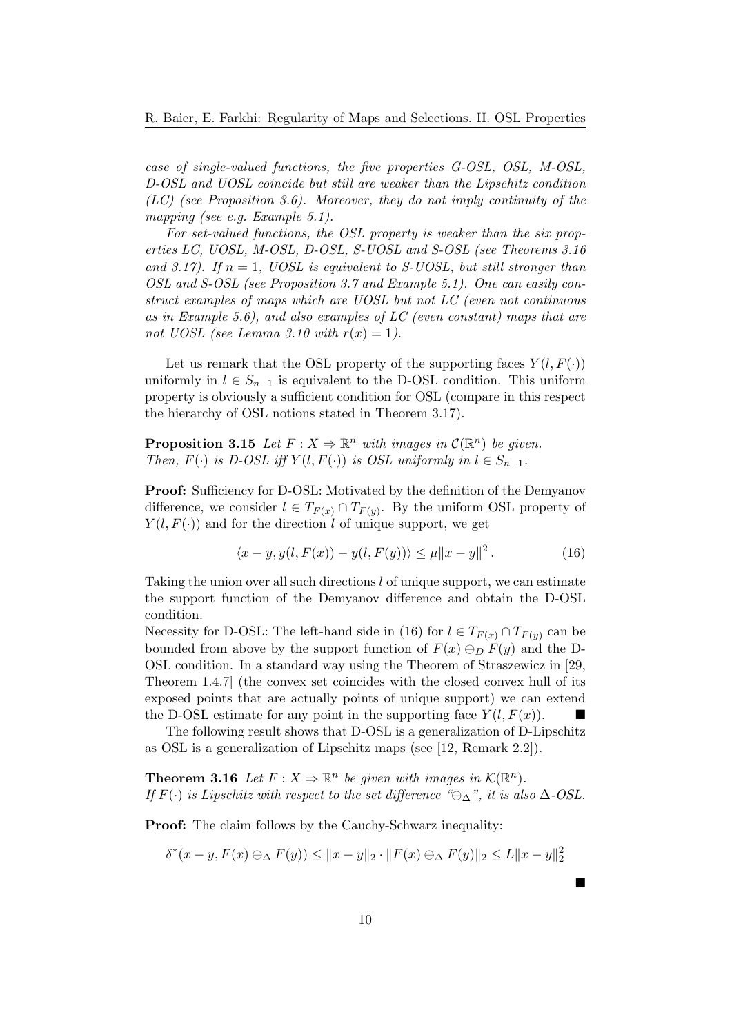*case of single-valued functions, the five properties G-OSL, OSL, M-OSL, D-OSL and UOSL coincide but still are weaker than the Lipschitz condition (LC) (see Proposition 3.6). Moreover, they do not imply continuity of the mapping (see e.g. Example 5.1).*

*For set-valued functions, the OSL property is weaker than the six properties LC, UOSL, M-OSL, D-OSL, S-UOSL and S-OSL (see Theorems 3.16 and 3.17). If $n = 1$, UOSL is equivalent to S-UOSL, but still stronger than OSL and S-OSL (see Proposition 3.7 and Example 5.1). One can easily construct examples of maps which are UOSL but not LC (even not continuous as in Example 5.6), and also examples of LC (even constant) maps that are not UOSL (see Lemma 3.10 with $r(x) = 1$).*

Let us remark that the OSL property of the supporting faces $Y(l, F(\cdot))$ uniformly in $l \in S_{n-1}$ is equivalent to the D-OSL condition. This uniform property is obviously a sufficient condition for OSL (compare in this respect the hierarchy of OSL notions stated in Theorem 3.17).

**Proposition 3.15** *Let $F : X \Rightarrow \mathbb{R}^n$ with images in $\mathcal{C}(\mathbb{R}^n)$ be given. Then, $F(\cdot)$ is D-OSL iff $Y(l, F(\cdot))$ is OSL uniformly in $l \in S_{n-1}$.*

**Proof:** Sufficiency for D-OSL: Motivated by the definition of the Demyanov difference, we consider $l \in T_{F(x)} \cap T_{F(y)}$. By the uniform OSL property of $Y(l, F(\cdot))$ and for the direction $l$ of unique support, we get

$$\langle x - y, y(l, F(x)) - y(l, F(y)) \rangle \leq \mu \|x - y\|^2 \,. \tag{16}$$

Taking the union over all such directions $l$ of unique support, we can estimate the support function of the Demyanov difference and obtain the D-OSL condition.
Necessity for D-OSL: The left-hand side in (16) for $l \in T_{F(x)} \cap T_{F(y)}$ can be bounded from above by the support function of $F(x) \ominus_D F(y)$ and the D-OSL condition. In a standard way using the Theorem of Straszewicz in [29, Theorem 1.4.7] (the convex set coincides with the closed convex hull of its exposed points that are actually points of unique support) we can extend the D-OSL estimate for any point in the supporting face $Y(l, F(x))$. ∎

The following result shows that D-OSL is a generalization of D-Lipschitz as OSL is a generalization of Lipschitz maps (see [12, Remark 2.2]).

**Theorem 3.16** *Let $F : X \Rightarrow \mathbb{R}^n$ be given with images in $\mathcal{K}(\mathbb{R}^n)$. If $F(\cdot)$ is Lipschitz with respect to the set difference "$\ominus_\Delta$", it is also $\Delta$-OSL.*

**Proof:** The claim follows by the Cauchy-Schwarz inequality:

$$\delta^*(x - y, F(x) \ominus_\Delta F(y)) \leq \|x - y\|_2 \cdot \|F(x) \ominus_\Delta F(y)\|_2 \leq L\|x - y\|_2^2$$

∎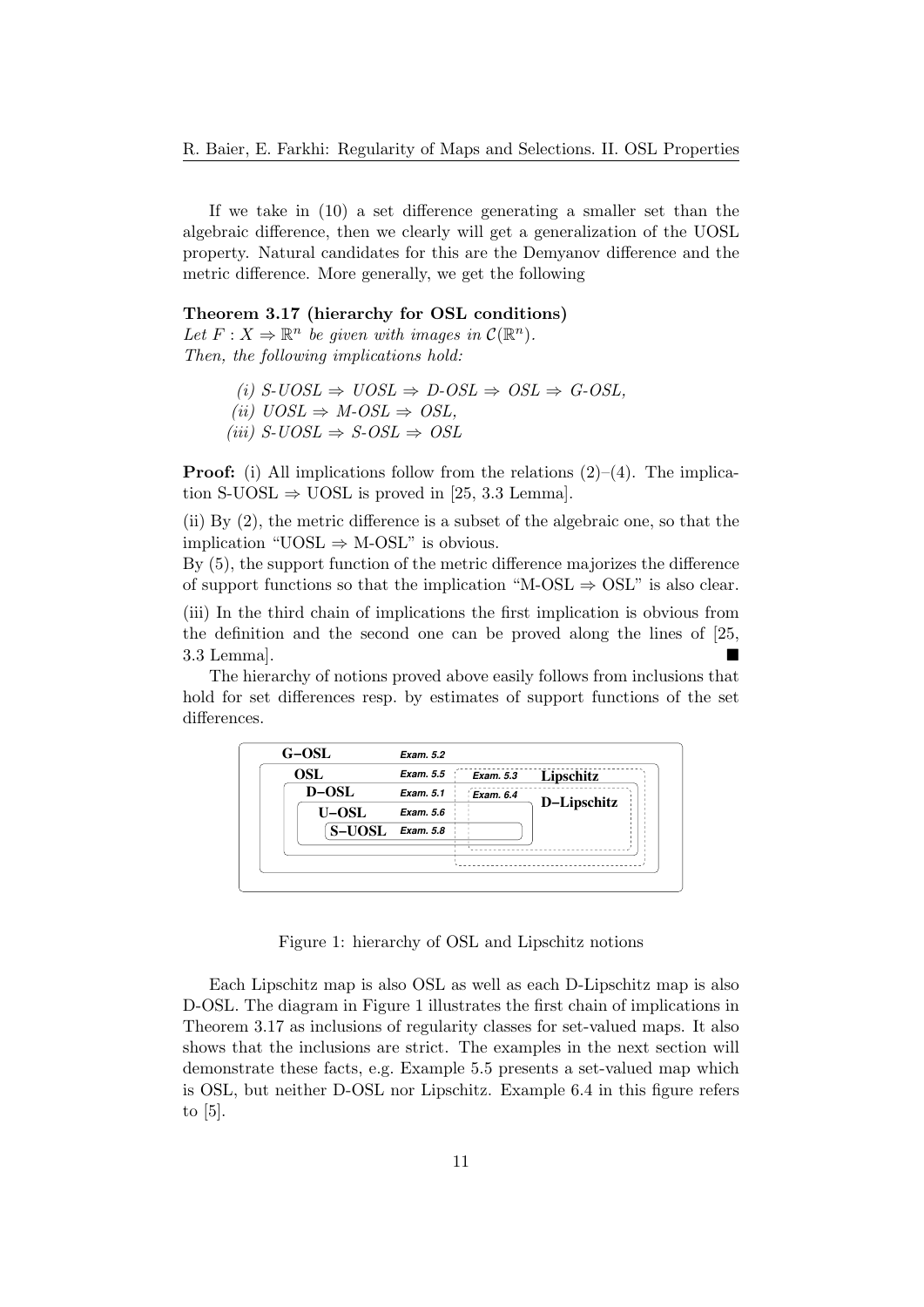If we take in (10) a set difference generating a smaller set than the algebraic difference, then we clearly will get a generalization of the UOSL property. Natural candidates for this are the Demyanov difference and the metric difference. More generally, we get the following

**Theorem 3.17 (hierarchy for OSL conditions)**
*Let $F : X \Rightarrow \mathbb{R}^n$ be given with images in $\mathcal{C}(\mathbb{R}^n)$.*
*Then, the following implications hold:*

*(i) S-UOSL $\Rightarrow$ UOSL $\Rightarrow$ D-OSL $\Rightarrow$ OSL $\Rightarrow$ G-OSL,*
*(ii) UOSL $\Rightarrow$ M-OSL $\Rightarrow$ OSL,*
*(iii) S-UOSL $\Rightarrow$ S-OSL $\Rightarrow$ OSL*

**Proof:** (i) All implications follow from the relations (2)–(4). The implication S-UOSL $\Rightarrow$ UOSL is proved in [25, 3.3 Lemma].

(ii) By (2), the metric difference is a subset of the algebraic one, so that the implication "UOSL $\Rightarrow$ M-OSL" is obvious.
By (5), the support function of the metric difference majorizes the difference of support functions so that the implication "M-OSL $\Rightarrow$ OSL" is also clear.

(iii) In the third chain of implications the first implication is obvious from the definition and the second one can be proved along the lines of [25, 3.3 Lemma]. ∎

The hierarchy of notions proved above easily follows from inclusions that hold for set differences resp. by estimates of support functions of the set differences.

| | | | |
|---|---|---|---|
| G–OSL | Exam. 5.2 | | |
| OSL | Exam. 5.5 | Exam. 5.3 | Lipschitz |
| D–OSL | Exam. 5.1 | Exam. 6.4 | D–Lipschitz |
| U–OSL | Exam. 5.6 | | |
| S–UOSL | Exam. 5.8 | | |

Figure 1: hierarchy of OSL and Lipschitz notions

Each Lipschitz map is also OSL as well as each D-Lipschitz map is also D-OSL. The diagram in Figure 1 illustrates the first chain of implications in Theorem 3.17 as inclusions of regularity classes for set-valued maps. It also shows that the inclusions are strict. The examples in the next section will demonstrate these facts, e.g. Example 5.5 presents a set-valued map which is OSL, but neither D-OSL nor Lipschitz. Example 6.4 in this figure refers to [5].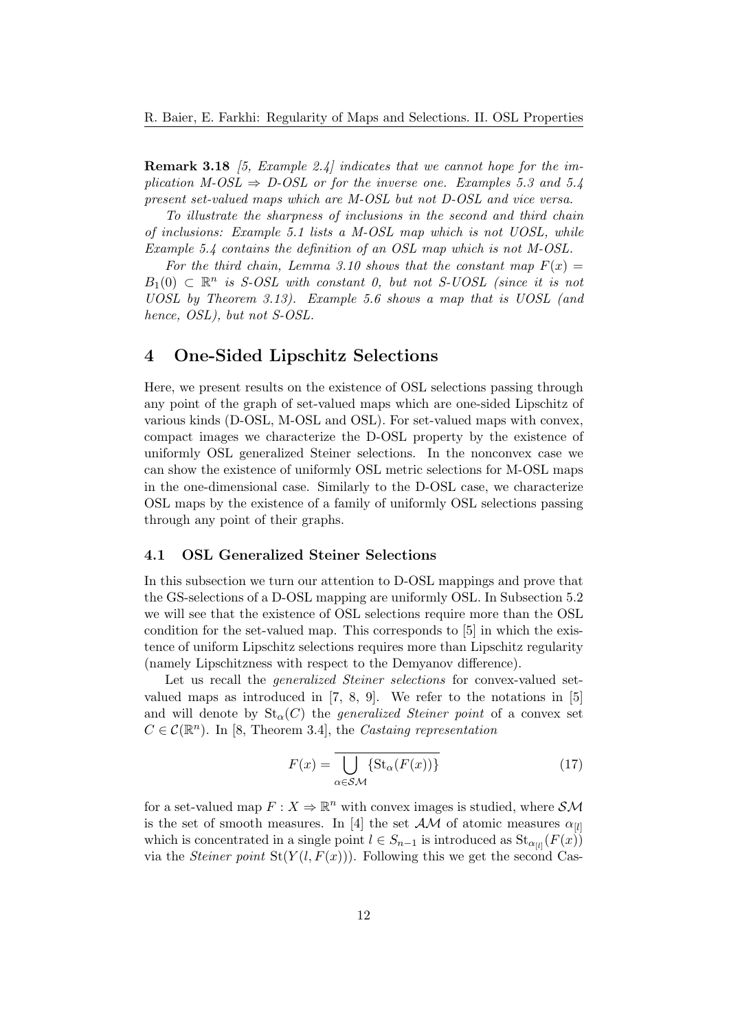**Remark 3.18** *[5, Example 2.4] indicates that we cannot hope for the implication M-OSL $\Rightarrow$ D-OSL or for the inverse one. Examples 5.3 and 5.4 present set-valued maps which are M-OSL but not D-OSL and vice versa.*

*To illustrate the sharpness of inclusions in the second and third chain of inclusions: Example 5.1 lists a M-OSL map which is not UOSL, while Example 5.4 contains the definition of an OSL map which is not M-OSL.*

*For the third chain, Lemma 3.10 shows that the constant map $F(x) = B_1(0) \subset \mathbb{R}^n$ is S-OSL with constant 0, but not S-UOSL (since it is not UOSL by Theorem 3.13). Example 5.6 shows a map that is UOSL (and hence, OSL), but not S-OSL.*

## 4 One-Sided Lipschitz Selections

Here, we present results on the existence of OSL selections passing through any point of the graph of set-valued maps which are one-sided Lipschitz of various kinds (D-OSL, M-OSL and OSL). For set-valued maps with convex, compact images we characterize the D-OSL property by the existence of uniformly OSL generalized Steiner selections. In the nonconvex case we can show the existence of uniformly OSL metric selections for M-OSL maps in the one-dimensional case. Similarly to the D-OSL case, we characterize OSL maps by the existence of a family of uniformly OSL selections passing through any point of their graphs.

### 4.1 OSL Generalized Steiner Selections

In this subsection we turn our attention to D-OSL mappings and prove that the GS-selections of a D-OSL mapping are uniformly OSL. In Subsection 5.2 we will see that the existence of OSL selections require more than the OSL condition for the set-valued map. This corresponds to [5] in which the existence of uniform Lipschitz selections requires more than Lipschitz regularity (namely Lipschitzness with respect to the Demyanov difference).

Let us recall the *generalized Steiner selections* for convex-valued set-valued maps as introduced in [7, 8, 9]. We refer to the notations in [5] and will denote by $\mathrm{St}_\alpha(C)$ the *generalized Steiner point* of a convex set $C \in \mathcal{C}(\mathbb{R}^n)$. In [8, Theorem 3.4], the *Castaing representation*

$$F(x) = \overline{\bigcup_{\alpha \in \mathcal{SM}} \{\mathrm{St}_\alpha(F(x))\}} \tag{17}$$

for a set-valued map $F : X \Rightarrow \mathbb{R}^n$ with convex images is studied, where $\mathcal{SM}$ is the set of smooth measures. In [4] the set $\mathcal{AM}$ of atomic measures $\alpha_{[l]}$ which is concentrated in a single point $l \in S_{n-1}$ is introduced as $\mathrm{St}_{\alpha_{[l]}}(F(x))$ via the *Steiner point* $\mathrm{St}(Y(l, F(x)))$. Following this we get the second Cas-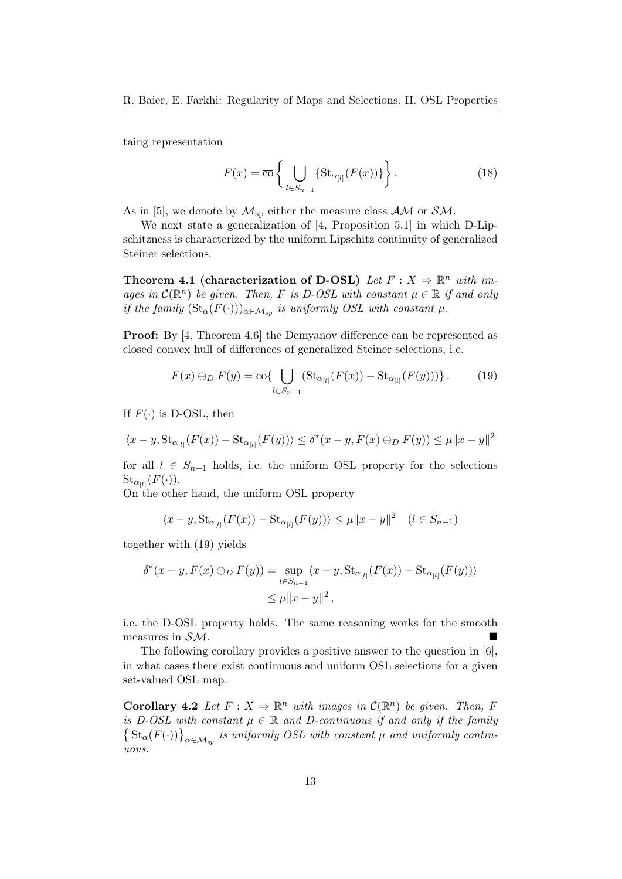taing representation

$$F(x) = \overline{\text{co}} \left\{ \bigcup_{l \in S_{n-1}} \{ \text{St}_{\alpha_{[l]}}(F(x)) \} \right\}. \tag{18}$$

As in [5], we denote by $\mathcal{M}_{\text{sp}}$ either the measure class $\mathcal{AM}$ or $\mathcal{SM}$.

We next state a generalization of [4, Proposition 5.1] in which D-Lipschitzness is characterized by the uniform Lipschitz continuity of generalized Steiner selections.

**Theorem 4.1 (characterization of D-OSL)** *Let $F : X \Rightarrow \mathbb{R}^n$ with images in $\mathcal{C}(\mathbb{R}^n)$ be given. Then, $F$ is D-OSL with constant $\mu \in \mathbb{R}$ if and only if the family $(\text{St}_\alpha(F(\cdot)))_{\alpha \in \mathcal{M}_{sp}}$ is uniformly OSL with constant $\mu$.*

**Proof:** By [4, Theorem 4.6] the Demyanov difference can be represented as closed convex hull of differences of generalized Steiner selections, i.e.

$$F(x) \ominus_D F(y) = \overline{\text{co}} \{ \bigcup_{l \in S_{n-1}} (\text{St}_{\alpha_{[l]}}(F(x)) - \text{St}_{\alpha_{[l]}}(F(y))) \}. \tag{19}$$

If $F(\cdot)$ is D-OSL, then

$$\langle x - y, \text{St}_{\alpha_{[l]}}(F(x)) - \text{St}_{\alpha_{[l]}}(F(y)) \rangle \le \delta^*(x - y, F(x) \ominus_D F(y)) \le \mu \|x - y\|^2$$

for all $l \in S_{n-1}$ holds, i.e. the uniform OSL property for the selections $\text{St}_{\alpha_{[l]}}(F(\cdot))$.
On the other hand, the uniform OSL property

$$\langle x - y, \text{St}_{\alpha_{[l]}}(F(x)) - \text{St}_{\alpha_{[l]}}(F(y)) \rangle \le \mu \|x - y\|^2 \quad (l \in S_{n-1})$$

together with (19) yields

$$\begin{aligned} \delta^*(x - y, F(x) \ominus_D F(y)) &= \sup_{l \in S_{n-1}} \langle x - y, \text{St}_{\alpha_{[l]}}(F(x)) - \text{St}_{\alpha_{[l]}}(F(y)) \rangle \\ &\le \mu \|x - y\|^2, \end{aligned}$$

i.e. the D-OSL property holds. The same reasoning works for the smooth measures in $\mathcal{SM}$. ∎

The following corollary provides a positive answer to the question in [6], in what cases there exist continuous and uniform OSL selections for a given set-valued OSL map.

**Corollary 4.2** *Let $F : X \Rightarrow \mathbb{R}^n$ with images in $\mathcal{C}(\mathbb{R}^n)$ be given. Then, $F$ is D-OSL with constant $\mu \in \mathbb{R}$ and D-continuous if and only if the family $\left\{ \text{St}_\alpha(F(\cdot)) \right\}_{\alpha \in \mathcal{M}_{sp}}$ is uniformly OSL with constant $\mu$ and uniformly continuous.*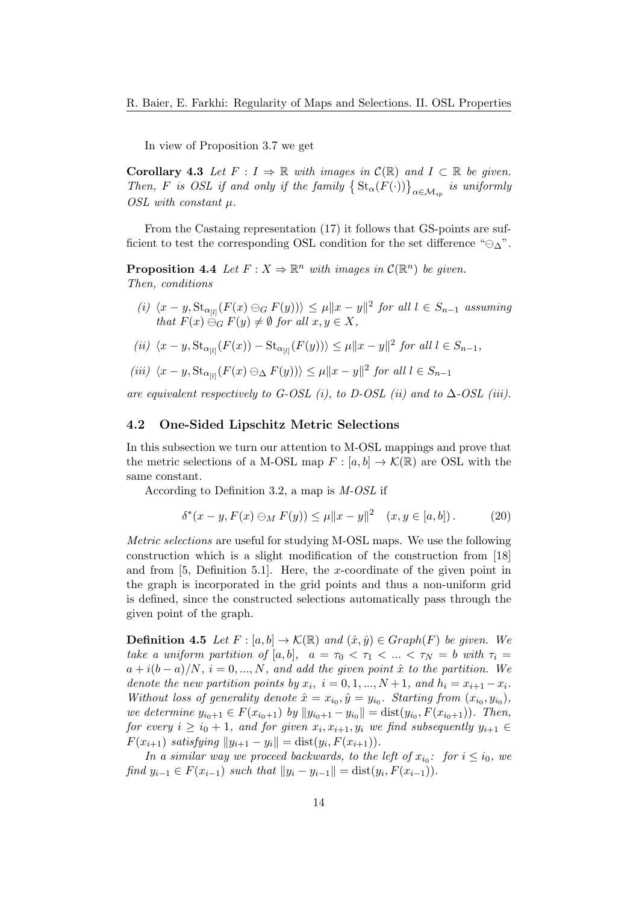In view of Proposition 3.7 we get

**Corollary 4.3** *Let $F : I \Rightarrow \mathbb{R}$ with images in $\mathcal{C}(\mathbb{R})$ and $I \subset \mathbb{R}$ be given. Then, $F$ is OSL if and only if the family $\left\{ \mathrm{St}_\alpha(F(\cdot)) \right\}_{\alpha \in \mathcal{M}_{sp}}$ is uniformly OSL with constant $\mu$.*

From the Castaing representation (17) it follows that GS-points are sufficient to test the corresponding OSL condition for the set difference "$\ominus_\Delta$".

**Proposition 4.4** *Let $F : X \Rightarrow \mathbb{R}^n$ with images in $\mathcal{C}(\mathbb{R}^n)$ be given. Then, conditions*

*(i) $\langle x - y, \mathrm{St}_{\alpha_{[l]}}(F(x) \ominus_G F(y)) \rangle \le \mu \|x - y\|^2$ for all $l \in S_{n-1}$ assuming that $F(x) \ominus_G F(y) \neq \emptyset$ for all $x, y \in X$,*

*(ii) $\langle x - y, \mathrm{St}_{\alpha_{[l]}}(F(x)) - \mathrm{St}_{\alpha_{[l]}}(F(y)) \rangle \le \mu \|x - y\|^2$ for all $l \in S_{n-1}$,*

*(iii) $\langle x - y, \mathrm{St}_{\alpha_{[l]}}(F(x) \ominus_\Delta F(y)) \rangle \le \mu \|x - y\|^2$ for all $l \in S_{n-1}$*

*are equivalent respectively to G-OSL (i), to D-OSL (ii) and to $\Delta$-OSL (iii).*

## 4.2 One-Sided Lipschitz Metric Selections

In this subsection we turn our attention to M-OSL mappings and prove that the metric selections of a M-OSL map $F : [a, b] \to \mathcal{K}(\mathbb{R})$ are OSL with the same constant.

According to Definition 3.2, a map is *M-OSL* if

$$\delta^*(x - y, F(x) \ominus_M F(y)) \le \mu \|x - y\|^2 \quad (x, y \in [a, b]) \,. \tag{20}$$

*Metric selections* are useful for studying M-OSL maps. We use the following construction which is a slight modification of the construction from [18] and from [5, Definition 5.1]. Here, the $x$-coordinate of the given point in the graph is incorporated in the grid points and thus a non-uniform grid is defined, since the constructed selections automatically pass through the given point of the graph.

**Definition 4.5** *Let $F : [a, b] \to \mathcal{K}(\mathbb{R})$ and $(\hat{x}, \hat{y}) \in Graph(F)$ be given. We take a uniform partition of $[a, b]$, $\;a = \tau_0 < \tau_1 < \ldots < \tau_N = b$ with $\tau_i = a + i(b - a)/N$, $i = 0, \ldots, N$, and add the given point $\hat{x}$ to the partition. We denote the new partition points by $x_i$, $i = 0, 1, \ldots, N + 1$, and $h_i = x_{i+1} - x_i$. Without loss of generality denote $\hat{x} = x_{i_0}, \hat{y} = y_{i_0}$. Starting from $(x_{i_0}, y_{i_0})$, we determine $y_{i_0+1} \in F(x_{i_0+1})$ by $\|y_{i_0+1} - y_{i_0}\| = \mathrm{dist}(y_{i_0}, F(x_{i_0+1}))$. Then, for every $i \ge i_0 + 1$, and for given $x_i, x_{i+1}, y_i$ we find subsequently $y_{i+1} \in F(x_{i+1})$ satisfying $\|y_{i+1} - y_i\| = \mathrm{dist}(y_i, F(x_{i+1}))$.*

*In a similar way we proceed backwards, to the left of $x_{i_0}$: for $i \le i_0$, we find $y_{i-1} \in F(x_{i-1})$ such that $\|y_i - y_{i-1}\| = \mathrm{dist}(y_i, F(x_{i-1}))$.*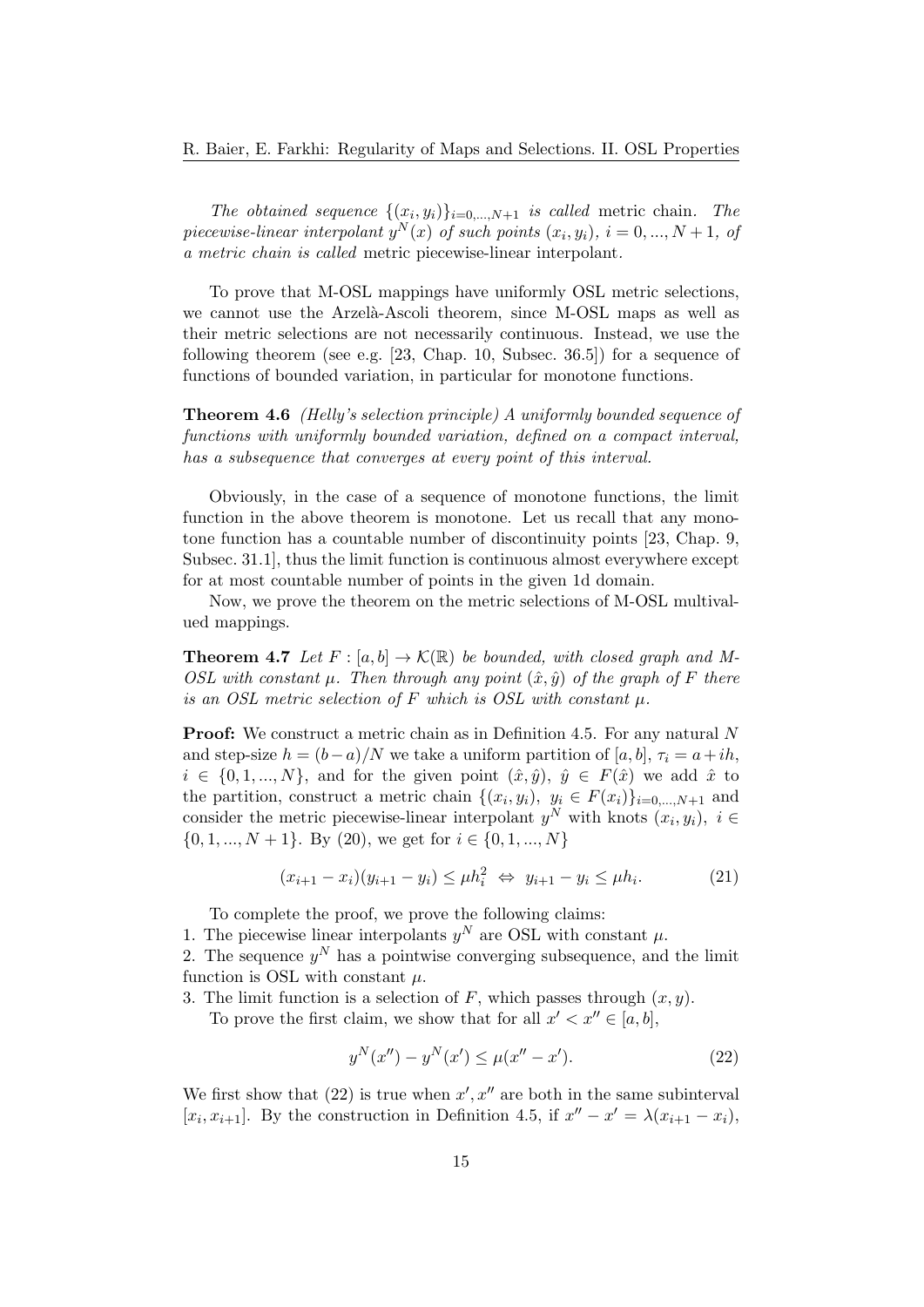*The obtained sequence* $\{(x_i, y_i)\}_{i=0,...,N+1}$ *is called* metric chain*. The piecewise-linear interpolant* $y^N(x)$ *of such points* $(x_i, y_i)$*,* $i = 0, ..., N+1$*, of a metric chain is called* metric piecewise-linear interpolant*.*

To prove that M-OSL mappings have uniformly OSL metric selections, we cannot use the Arzelà-Ascoli theorem, since M-OSL maps as well as their metric selections are not necessarily continuous. Instead, we use the following theorem (see e.g. [23, Chap. 10, Subsec. 36.5]) for a sequence of functions of bounded variation, in particular for monotone functions.

**Theorem 4.6** *(Helly's selection principle) A uniformly bounded sequence of functions with uniformly bounded variation, defined on a compact interval, has a subsequence that converges at every point of this interval.*

Obviously, in the case of a sequence of monotone functions, the limit function in the above theorem is monotone. Let us recall that any monotone function has a countable number of discontinuity points [23, Chap. 9, Subsec. 31.1], thus the limit function is continuous almost everywhere except for at most countable number of points in the given 1d domain.

Now, we prove the theorem on the metric selections of M-OSL multivalued mappings.

**Theorem 4.7** *Let* $F : [a, b] \to \mathcal{K}(\mathbb{R})$ *be bounded, with closed graph and M-OSL with constant* $\mu$*. Then through any point* $(\hat{x}, \hat{y})$ *of the graph of* $F$ *there is an OSL metric selection of* $F$ *which is OSL with constant* $\mu$*.*

**Proof:** We construct a metric chain as in Definition 4.5. For any natural $N$ and step-size $h = (b-a)/N$ we take a uniform partition of $[a, b]$, $\tau_i = a + ih$, $i \in \{0, 1, ..., N\}$, and for the given point $(\hat{x}, \hat{y})$, $\hat{y} \in F(\hat{x})$ we add $\hat{x}$ to the partition, construct a metric chain $\{(x_i, y_i),\ y_i \in F(x_i)\}_{i=0,...,N+1}$ and consider the metric piecewise-linear interpolant $y^N$ with knots $(x_i, y_i)$, $i \in \{0, 1, ..., N+1\}$. By (20), we get for $i \in \{0, 1, ..., N\}$

$$(x_{i+1} - x_i)(y_{i+1} - y_i) \le \mu h_i^2 \ \Leftrightarrow\ y_{i+1} - y_i \le \mu h_i. \tag{21}$$

To complete the proof, we prove the following claims:

1. The piecewise linear interpolants $y^N$ are OSL with constant $\mu$.
2. The sequence $y^N$ has a pointwise converging subsequence, and the limit function is OSL with constant $\mu$.
3. The limit function is a selection of $F$, which passes through $(x, y)$.

To prove the first claim, we show that for all $x' < x'' \in [a, b]$,

$$y^N(x'') - y^N(x') \le \mu(x'' - x'). \tag{22}$$

We first show that (22) is true when $x', x''$ are both in the same subinterval $[x_i, x_{i+1}]$. By the construction in Definition 4.5, if $x'' - x' = \lambda(x_{i+1} - x_i)$,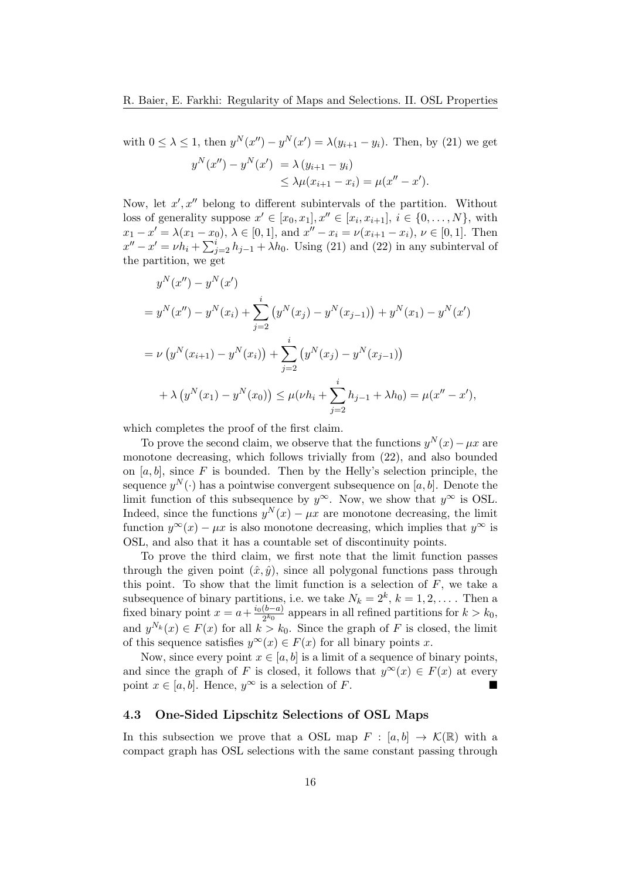with $0 \le \lambda \le 1$, then $y^N(x'') - y^N(x') = \lambda(y_{i+1} - y_i)$. Then, by (21) we get

$$
\begin{aligned}
y^N(x'') - y^N(x') &= \lambda\,(y_{i+1} - y_i) \\
&\le \lambda\mu(x_{i+1} - x_i) = \mu(x'' - x').
\end{aligned}
$$

Now, let $x', x''$ belong to different subintervals of the partition. Without loss of generality suppose $x' \in [x_0, x_1], x'' \in [x_i, x_{i+1}]$, $i \in \{0, \dots, N\}$, with $x_1 - x' = \lambda(x_1 - x_0)$, $\lambda \in [0,1]$, and $x'' - x_i = \nu(x_{i+1} - x_i)$, $\nu \in [0,1]$. Then $x'' - x' = \nu h_i + \sum_{j=2}^{i} h_{j-1} + \lambda h_0$. Using (21) and (22) in any subinterval of the partition, we get

$$
\begin{aligned}
& y^N(x'') - y^N(x') \\
&= y^N(x'') - y^N(x_i) + \sum_{j=2}^{i} \left( y^N(x_j) - y^N(x_{j-1}) \right) + y^N(x_1) - y^N(x') \\
&= \nu \left( y^N(x_{i+1}) - y^N(x_i) \right) + \sum_{j=2}^{i} \left( y^N(x_j) - y^N(x_{j-1}) \right) \\
&\quad + \lambda \left( y^N(x_1) - y^N(x_0) \right) \le \mu(\nu h_i + \sum_{j=2}^{i} h_{j-1} + \lambda h_0) = \mu(x'' - x'),
\end{aligned}
$$

which completes the proof of the first claim.

To prove the second claim, we observe that the functions $y^N(x) - \mu x$ are monotone decreasing, which follows trivially from (22), and also bounded on $[a, b]$, since $F$ is bounded. Then by the Helly's selection principle, the sequence $y^N(\cdot)$ has a pointwise convergent subsequence on $[a, b]$. Denote the limit function of this subsequence by $y^\infty$. Now, we show that $y^\infty$ is OSL. Indeed, since the functions $y^N(x) - \mu x$ are monotone decreasing, the limit function $y^\infty(x) - \mu x$ is also monotone decreasing, which implies that $y^\infty$ is OSL, and also that it has a countable set of discontinuity points.

To prove the third claim, we first note that the limit function passes through the given point $(\hat{x}, \hat{y})$, since all polygonal functions pass through this point. To show that the limit function is a selection of $F$, we take a subsequence of binary partitions, i.e. we take $N_k = 2^k$, $k = 1, 2, \dots$. Then a fixed binary point $x = a + \frac{i_0(b-a)}{2^{k_0}}$ appears in all refined partitions for $k > k_0$, and $y^{N_k}(x) \in F(x)$ for all $k > k_0$. Since the graph of $F$ is closed, the limit of this sequence satisfies $y^\infty(x) \in F(x)$ for all binary points $x$.

Now, since every point $x \in [a, b]$ is a limit of a sequence of binary points, and since the graph of $F$ is closed, it follows that $y^\infty(x) \in F(x)$ at every point $x \in [a, b]$. Hence, $y^\infty$ is a selection of $F$. ∎

### 4.3 One-Sided Lipschitz Selections of OSL Maps

In this subsection we prove that a OSL map $F : [a, b] \to \mathcal{K}(\mathbb{R})$ with a compact graph has OSL selections with the same constant passing through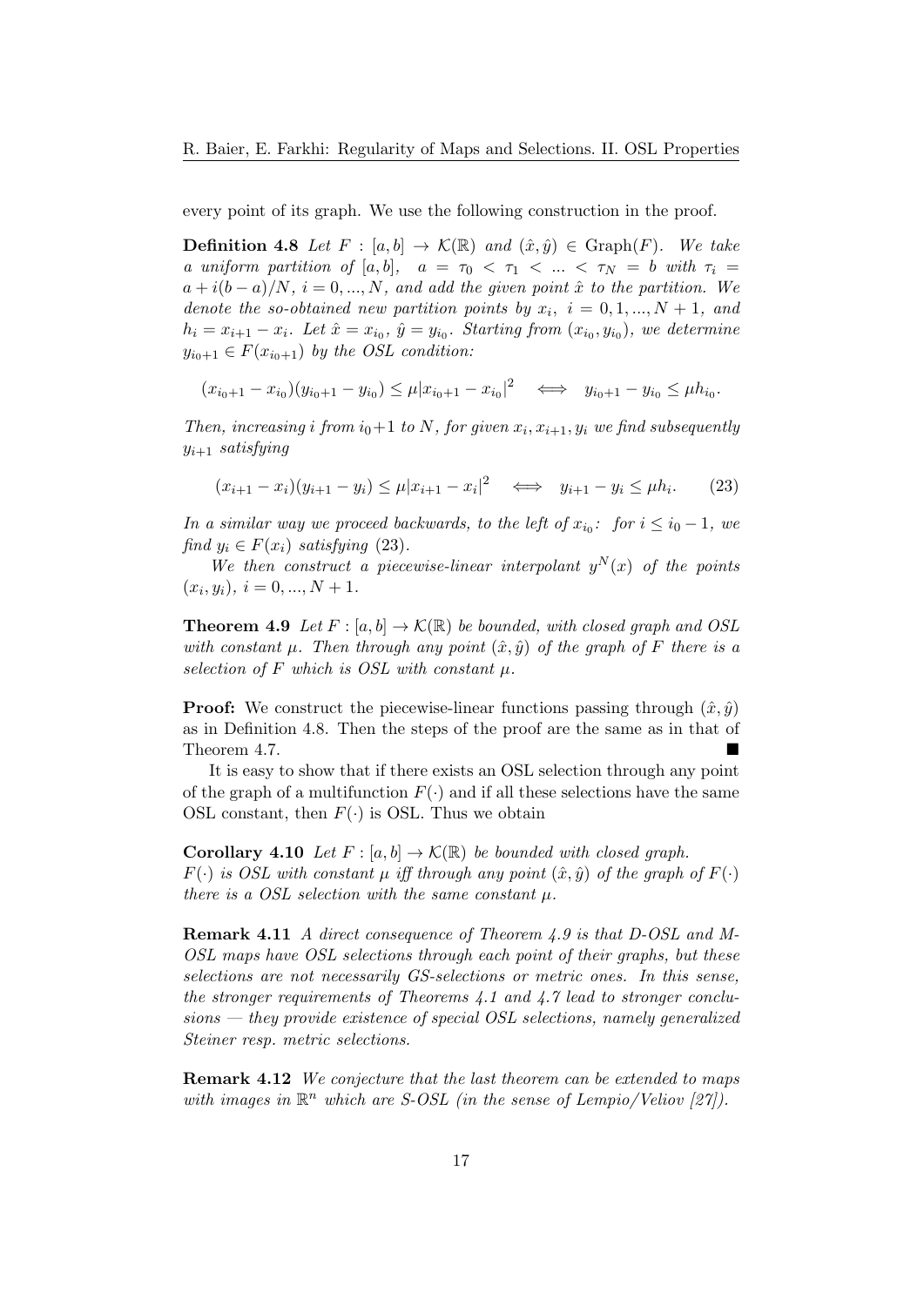every point of its graph. We use the following construction in the proof.

**Definition 4.8** *Let $F : [a, b] \to \mathcal{K}(\mathbb{R})$ and $(\hat{x}, \hat{y}) \in \operatorname{Graph}(F)$. We take a uniform partition of $[a, b]$, $a = \tau_0 < \tau_1 < \ldots < \tau_N = b$ with $\tau_i = a + i(b - a)/N$, $i = 0, \ldots, N$, and add the given point $\hat{x}$ to the partition. We denote the so-obtained new partition points by $x_i$, $i = 0, 1, \ldots, N + 1$, and $h_i = x_{i+1} - x_i$. Let $\hat{x} = x_{i_0}$, $\hat{y} = y_{i_0}$. Starting from $(x_{i_0}, y_{i_0})$, we determine $y_{i_0+1} \in F(x_{i_0+1})$ by the OSL condition:*

$$(x_{i_0+1} - x_{i_0})(y_{i_0+1} - y_{i_0}) \le \mu |x_{i_0+1} - x_{i_0}|^2 \iff y_{i_0+1} - y_{i_0} \le \mu h_{i_0}.$$

*Then, increasing $i$ from $i_0+1$ to $N$, for given $x_i, x_{i+1}, y_i$ we find subsequently $y_{i+1}$ satisfying*

$$(x_{i+1} - x_i)(y_{i+1} - y_i) \le \mu |x_{i+1} - x_i|^2 \iff y_{i+1} - y_i \le \mu h_i. \tag{23}$$

*In a similar way we proceed backwards, to the left of $x_{i_0}$: for $i \le i_0 - 1$, we find $y_i \in F(x_i)$ satisfying (23).*

*We then construct a piecewise-linear interpolant $y^N(x)$ of the points $(x_i, y_i)$, $i = 0, \ldots, N + 1$.*

**Theorem 4.9** *Let $F : [a, b] \to \mathcal{K}(\mathbb{R})$ be bounded, with closed graph and OSL with constant $\mu$. Then through any point $(\hat{x}, \hat{y})$ of the graph of $F$ there is a selection of $F$ which is OSL with constant $\mu$.*

**Proof:** We construct the piecewise-linear functions passing through $(\hat{x}, \hat{y})$ as in Definition 4.8. Then the steps of the proof are the same as in that of Theorem 4.7. ■

It is easy to show that if there exists an OSL selection through any point of the graph of a multifunction $F(\cdot)$ and if all these selections have the same OSL constant, then $F(\cdot)$ is OSL. Thus we obtain

**Corollary 4.10** *Let $F : [a, b] \to \mathcal{K}(\mathbb{R})$ be bounded with closed graph. $F(\cdot)$ is OSL with constant $\mu$ iff through any point $(\hat{x}, \hat{y})$ of the graph of $F(\cdot)$ there is a OSL selection with the same constant $\mu$.*

**Remark 4.11** *A direct consequence of Theorem 4.9 is that D-OSL and M-OSL maps have OSL selections through each point of their graphs, but these selections are not necessarily GS-selections or metric ones. In this sense, the stronger requirements of Theorems 4.1 and 4.7 lead to stronger conclusions — they provide existence of special OSL selections, namely generalized Steiner resp. metric selections.*

**Remark 4.12** *We conjecture that the last theorem can be extended to maps with images in $\mathbb{R}^n$ which are S-OSL (in the sense of Lempio/Veliov [27]).*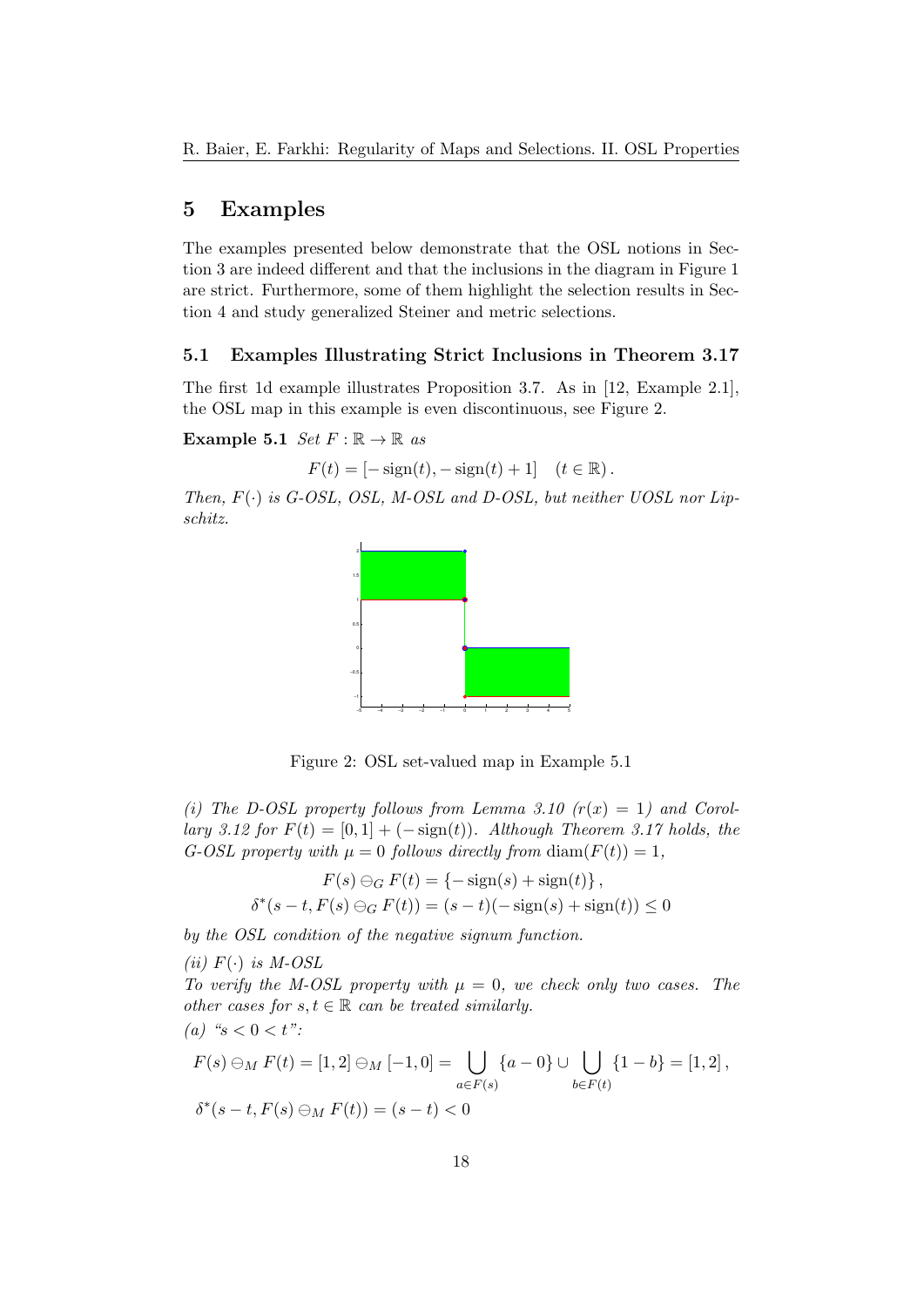## 5 Examples

The examples presented below demonstrate that the OSL notions in Section 3 are indeed different and that the inclusions in the diagram in Figure 1 are strict. Furthermore, some of them highlight the selection results in Section 4 and study generalized Steiner and metric selections.

### 5.1 Examples Illustrating Strict Inclusions in Theorem 3.17

The first 1d example illustrates Proposition 3.7. As in [12, Example 2.1], the OSL map in this example is even discontinuous, see Figure 2.

**Example 5.1** *Set* $F : \mathbb{R} \to \mathbb{R}$ *as*

$$F(t) = [-\operatorname{sign}(t), -\operatorname{sign}(t) + 1] \quad (t \in \mathbb{R}).$$

*Then,* $F(\cdot)$ *is G-OSL, OSL, M-OSL and D-OSL, but neither UOSL nor Lipschitz.*

Figure 2: OSL set-valued map in Example 5.1

*(i) The D-OSL property follows from Lemma 3.10 ($r(x) = 1$) and Corollary 3.12 for $F(t) = [0, 1] + (-\operatorname{sign}(t))$. Although Theorem 3.17 holds, the G-OSL property with $\mu = 0$ follows directly from $\operatorname{diam}(F(t)) = 1$,*

$$F(s) \ominus_G F(t) = \{-\operatorname{sign}(s) + \operatorname{sign}(t)\},$$
$$\delta^*(s - t, F(s) \ominus_G F(t)) = (s - t)(-\operatorname{sign}(s) + \operatorname{sign}(t)) \leq 0$$

*by the OSL condition of the negative signum function.*

*(ii) $F(\cdot)$ is M-OSL*
*To verify the M-OSL property with $\mu = 0$, we check only two cases. The other cases for $s, t \in \mathbb{R}$ can be treated similarly.*
*(a) "$s < 0 < t$":*

$$F(s) \ominus_M F(t) = [1, 2] \ominus_M [-1, 0] = \bigcup_{a \in F(s)} \{a - 0\} \cup \bigcup_{b \in F(t)} \{1 - b\} = [1, 2],$$
$$\delta^*(s - t, F(s) \ominus_M F(t)) = (s - t) < 0$$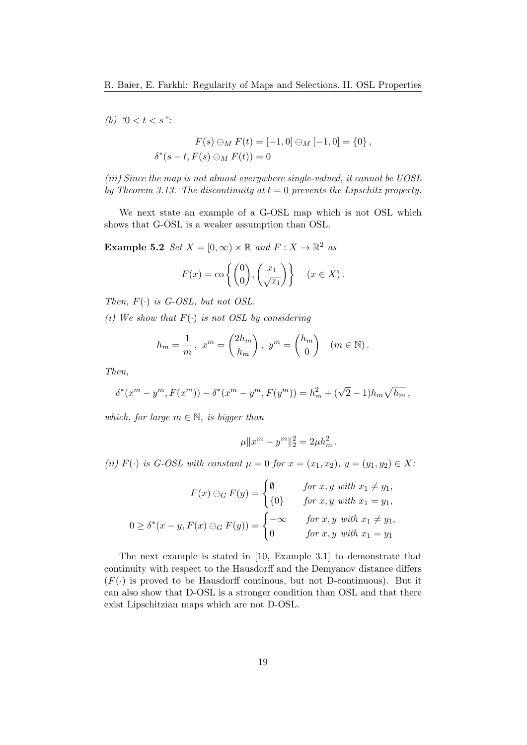*(b) "$0 < t < s$":*

$$\begin{aligned} F(s) \ominus_M F(t) &= [-1, 0] \ominus_M [-1, 0] = \{0\}\,, \\ \delta^*(s - t, F(s) \ominus_M F(t)) &= 0 \end{aligned}$$

*(iii) Since the map is not almost everywhere single-valued, it cannot be UOSL by Theorem 3.13. The discontinuity at $t = 0$ prevents the Lipschitz property.*

We next state an example of a G-OSL map which is not OSL which shows that G-OSL is a weaker assumption than OSL.

**Example 5.2** *Set $X = [0, \infty) \times \mathbb{R}$ and $F : X \to \mathbb{R}^2$ as*

$$F(x) = \operatorname{co} \left\{ \begin{pmatrix} 0 \\ 0 \end{pmatrix}, \begin{pmatrix} x_1 \\ \sqrt{x_1} \end{pmatrix} \right\} \quad (x \in X)\,.$$

*Then, $F(\cdot)$ is G-OSL, but not OSL.*

*(i) We show that $F(\cdot)$ is not OSL by considering*

$$h_m = \frac{1}{m}\,,\ x^m = \begin{pmatrix} 2h_m \\ h_m \end{pmatrix},\ y^m = \begin{pmatrix} h_m \\ 0 \end{pmatrix} \quad (m \in \mathbb{N})\,.$$

*Then,*

$$\delta^*(x^m - y^m, F(x^m)) - \delta^*(x^m - y^m, F(y^m)) = h_m^2 + (\sqrt{2} - 1) h_m \sqrt{h_m}\,,$$

*which, for large $m \in \mathbb{N}$, is bigger than*

$$\mu \|x^m - y^m\|_2^2 = 2\mu h_m^2\,.$$

*(ii) $F(\cdot)$ is G-OSL with constant $\mu = 0$ for $x = (x_1, x_2)$, $y = (y_1, y_2) \in X$:*

$$\begin{aligned} F(x) \ominus_G F(y) &= \begin{cases} \emptyset & \text{for } x, y \text{ with } x_1 \neq y_1, \\ \{0\} & \text{for } x, y \text{ with } x_1 = y_1, \end{cases} \\ 0 \geq \delta^*(x - y, F(x) \ominus_G F(y)) &= \begin{cases} -\infty & \text{for } x, y \text{ with } x_1 \neq y_1, \\ 0 & \text{for } x, y \text{ with } x_1 = y_1 \end{cases} \end{aligned}$$

The next example is stated in [10, Example 3.1] to demonstrate that continuity with respect to the Hausdorff and the Demyanov distance differs ($F(\cdot)$ is proved to be Hausdorff continous, but not D-continuous). But it can also show that D-OSL is a stronger condition than OSL and that there exist Lipschitzian maps which are not D-OSL.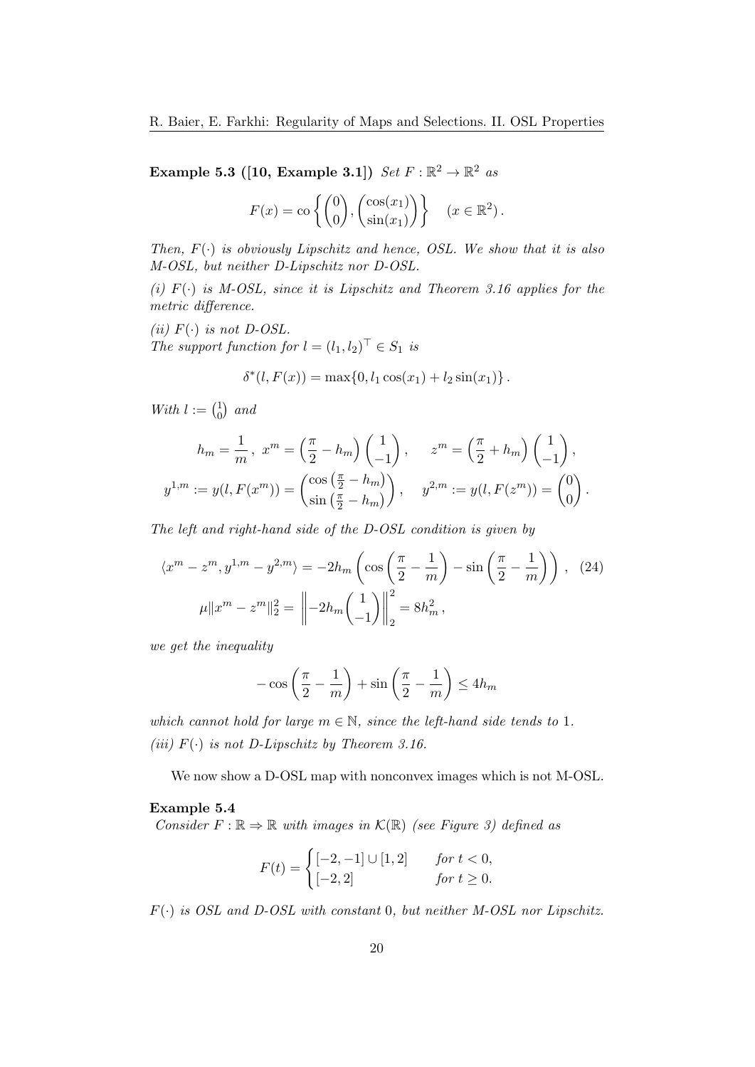**Example 5.3 ([10, Example 3.1])** *Set $F : \mathbb{R}^2 \to \mathbb{R}^2$ as*

$$F(x) = \operatorname{co} \left\{ \begin{pmatrix} 0 \\ 0 \end{pmatrix}, \begin{pmatrix} \cos(x_1) \\ \sin(x_1) \end{pmatrix} \right\} \quad (x \in \mathbb{R}^2) \,.$$

*Then, $F(\cdot)$ is obviously Lipschitz and hence, OSL. We show that it is also M-OSL, but neither D-Lipschitz nor D-OSL.*

*(i) $F(\cdot)$ is M-OSL, since it is Lipschitz and Theorem 3.16 applies for the metric difference.*

*(ii) $F(\cdot)$ is not D-OSL.*
*The support function for $l = (l_1, l_2)^\top \in S_1$ is*

$$\delta^*(l, F(x)) = \max\{0, l_1 \cos(x_1) + l_2 \sin(x_1)\} \,.$$

*With $l := \binom{1}{0}$ and*

$$h_m = \frac{1}{m} \,, \; x^m = \left(\frac{\pi}{2} - h_m\right) \begin{pmatrix} 1 \\ -1 \end{pmatrix} , \qquad z^m = \left(\frac{\pi}{2} + h_m\right) \begin{pmatrix} 1 \\ -1 \end{pmatrix} ,$$
$$y^{1,m} := y(l, F(x^m)) = \begin{pmatrix} \cos\left(\frac{\pi}{2} - h_m\right) \\ \sin\left(\frac{\pi}{2} - h_m\right) \end{pmatrix} , \qquad y^{2,m} := y(l, F(z^m)) = \begin{pmatrix} 0 \\ 0 \end{pmatrix} .$$

*The left and right-hand side of the D-OSL condition is given by*

$$\langle x^m - z^m, y^{1,m} - y^{2,m} \rangle = -2h_m \left( \cos\left(\frac{\pi}{2} - \frac{1}{m}\right) - \sin\left(\frac{\pi}{2} - \frac{1}{m}\right) \right) \,, \quad (24)$$
$$\mu \|x^m - z^m\|_2^2 = \left\| -2h_m \begin{pmatrix} 1 \\ -1 \end{pmatrix} \right\|_2^2 = 8h_m^2 \,,$$

*we get the inequality*

$$-\cos\left(\frac{\pi}{2} - \frac{1}{m}\right) + \sin\left(\frac{\pi}{2} - \frac{1}{m}\right) \leq 4h_m$$

*which cannot hold for large $m \in \mathbb{N}$, since the left-hand side tends to 1.*

*(iii) $F(\cdot)$ is not D-Lipschitz by Theorem 3.16.*

We now show a D-OSL map with nonconvex images which is not M-OSL.

**Example 5.4**
*Consider $F : \mathbb{R} \rightrightarrows \mathbb{R}$ with images in $\mathcal{K}(\mathbb{R})$ (see Figure 3) defined as*

$$F(t) = \begin{cases} [-2, -1] \cup [1, 2] & \text{for } t < 0, \\ [-2, 2] & \text{for } t \geq 0. \end{cases}$$

*$F(\cdot)$ is OSL and D-OSL with constant 0, but neither M-OSL nor Lipschitz.*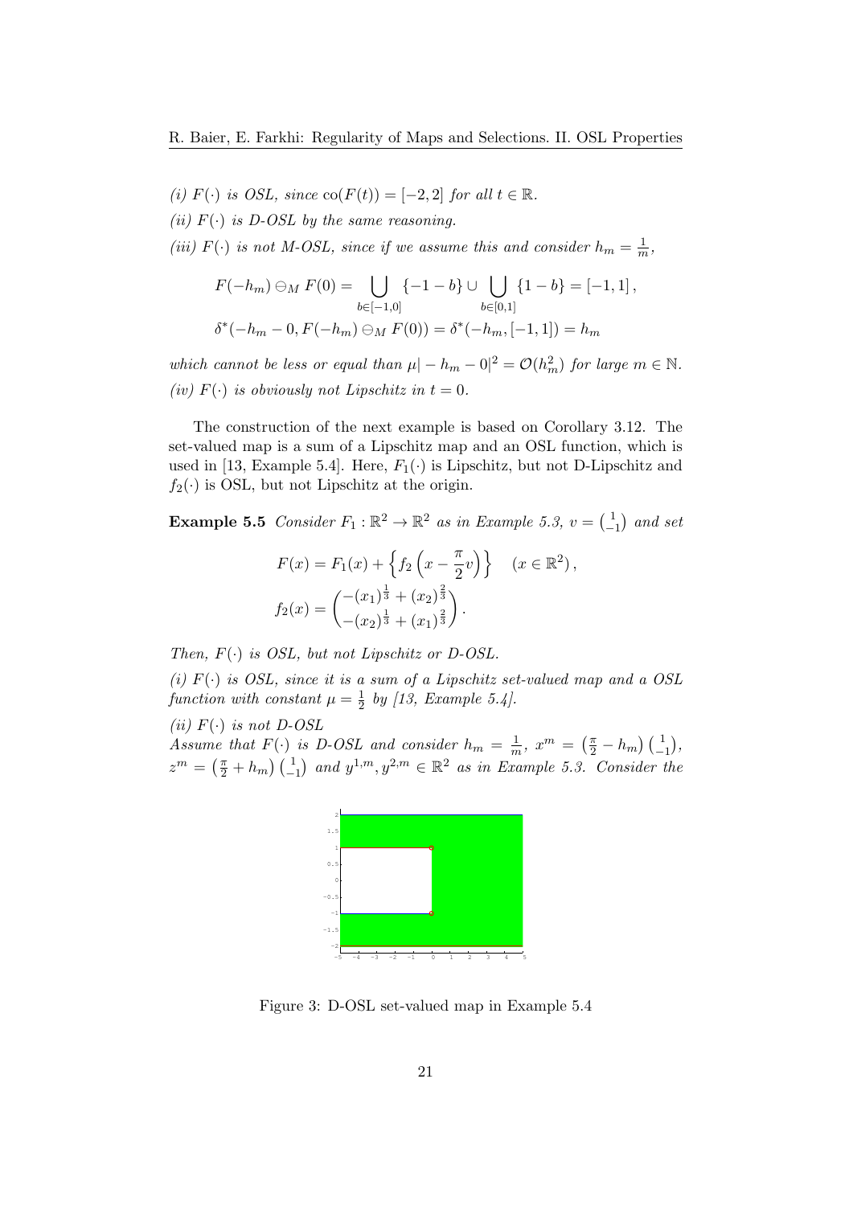*(i)* $F(\cdot)$ *is OSL, since* $\operatorname{co}(F(t)) = [-2, 2]$ *for all* $t \in \mathbb{R}$.

*(ii)* $F(\cdot)$ *is D-OSL by the same reasoning.*

*(iii)* $F(\cdot)$ *is not M-OSL, since if we assume this and consider* $h_m = \frac{1}{m}$,

$$
\begin{aligned}
F(-h_m) \ominus_M F(0) &= \bigcup_{b \in [-1,0]} \{-1 - b\} \cup \bigcup_{b \in [0,1]} \{1 - b\} = [-1, 1] \,, \\
\delta^*(-h_m - 0, F(-h_m) \ominus_M F(0)) &= \delta^*(-h_m, [-1, 1]) = h_m
\end{aligned}
$$

*which cannot be less or equal than* $\mu | - h_m - 0|^2 = \mathcal{O}(h_m^2)$ *for large* $m \in \mathbb{N}$.

*(iv)* $F(\cdot)$ *is obviously not Lipschitz in* $t = 0$.

The construction of the next example is based on Corollary 3.12. The set-valued map is a sum of a Lipschitz map and an OSL function, which is used in [13, Example 5.4]. Here, $F_1(\cdot)$ is Lipschitz, but not D-Lipschitz and $f_2(\cdot)$ is OSL, but not Lipschitz at the origin.

**Example 5.5** *Consider* $F_1 : \mathbb{R}^2 \to \mathbb{R}^2$ *as in Example 5.3,* $v = \binom{1}{-1}$ *and set*

$$
\begin{aligned}
F(x) &= F_1(x) + \left\{ f_2 \left( x - \frac{\pi}{2} v \right) \right\} \quad (x \in \mathbb{R}^2) \,, \\
f_2(x) &= \begin{pmatrix} -(x_1)^{\frac{1}{3}} + (x_2)^{\frac{2}{3}} \\ -(x_2)^{\frac{1}{3}} + (x_1)^{\frac{2}{3}} \end{pmatrix} .
\end{aligned}
$$

*Then,* $F(\cdot)$ *is OSL, but not Lipschitz or D-OSL.*

*(i)* $F(\cdot)$ *is OSL, since it is a sum of a Lipschitz set-valued map and a OSL function with constant* $\mu = \frac{1}{2}$ *by [13, Example 5.4].*

*(ii)* $F(\cdot)$ *is not D-OSL*
*Assume that* $F(\cdot)$ *is D-OSL and consider* $h_m = \frac{1}{m}$, $x^m = \left(\frac{\pi}{2} - h_m\right) \binom{1}{-1}$, $z^m = \left(\frac{\pi}{2} + h_m\right) \binom{1}{-1}$ *and* $y^{1,m}, y^{2,m} \in \mathbb{R}^2$ *as in Example 5.3. Consider the*

Figure 3: D-OSL set-valued map in Example 5.4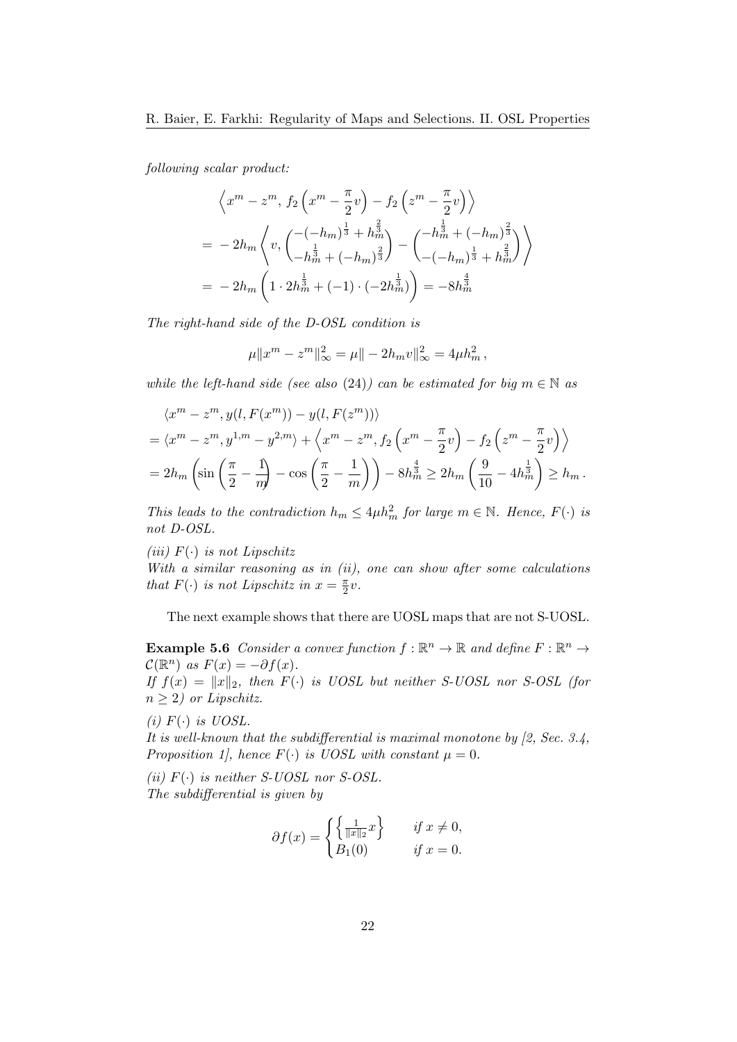*following scalar product:*

$$
\begin{aligned}
&\left\langle x^m - z^m,\, f_2\left(x^m - \frac{\pi}{2}v\right) - f_2\left(z^m - \frac{\pi}{2}v\right)\right\rangle \\
&= -2h_m \left\langle v, \begin{pmatrix} -(-h_m)^{\frac{1}{3}} + h_m^{\frac{2}{3}} \\ -h_m^{\frac{1}{3}} + (-h_m)^{\frac{2}{3}} \end{pmatrix} - \begin{pmatrix} -h_m^{\frac{1}{3}} + (-h_m)^{\frac{2}{3}} \\ -(-h_m)^{\frac{1}{3}} + h_m^{\frac{2}{3}} \end{pmatrix} \right\rangle \\
&= -2h_m \left(1 \cdot 2h_m^{\frac{1}{3}} + (-1) \cdot (-2h_m^{\frac{1}{3}})\right) = -8h_m^{\frac{4}{3}}
\end{aligned}
$$

*The right-hand side of the D-OSL condition is*

$$
\mu \|x^m - z^m\|_\infty^2 = \mu \| - 2h_m v\|_\infty^2 = 4\mu h_m^2 \,,
$$

*while the left-hand side (see also (24)) can be estimated for big $m \in \mathbb{N}$ as*

$$
\begin{aligned}
&\langle x^m - z^m, y(l, F(x^m)) - y(l, F(z^m))\rangle \\
&= \langle x^m - z^m, y^{1,m} - y^{2,m}\rangle + \left\langle x^m - z^m, f_2\left(x^m - \frac{\pi}{2}v\right) - f_2\left(z^m - \frac{\pi}{2}v\right)\right\rangle \\
&= 2h_m \left(\sin\left(\frac{\pi}{2} - \frac{1}{m}\right) - \cos\left(\frac{\pi}{2} - \frac{1}{m}\right)\right) - 8h_m^{\frac{4}{3}} \ge 2h_m\left(\frac{9}{10} - 4h_m^{\frac{1}{3}}\right) \ge h_m \,.
\end{aligned}
$$

*This leads to the contradiction $h_m \le 4\mu h_m^2$ for large $m \in \mathbb{N}$. Hence, $F(\cdot)$ is not D-OSL.*

*(iii) $F(\cdot)$ is not Lipschitz*
*With a similar reasoning as in (ii), one can show after some calculations that $F(\cdot)$ is not Lipschitz in $x = \frac{\pi}{2}v$.*

The next example shows that there are UOSL maps that are not S-UOSL.

**Example 5.6** *Consider a convex function $f : \mathbb{R}^n \to \mathbb{R}$ and define $F : \mathbb{R}^n \to \mathcal{C}(\mathbb{R}^n)$ as $F(x) = -\partial f(x)$.*
*If $f(x) = \|x\|_2$, then $F(\cdot)$ is UOSL but neither S-UOSL nor S-OSL (for $n \ge 2$) or Lipschitz.*

*(i) $F(\cdot)$ is UOSL.*
*It is well-known that the subdifferential is maximal monotone by [2, Sec. 3.4, Proposition 1], hence $F(\cdot)$ is UOSL with constant $\mu = 0$.*

*(ii) $F(\cdot)$ is neither S-UOSL nor S-OSL.*
*The subdifferential is given by*

$$
\partial f(x) = \begin{cases} \left\{\frac{1}{\|x\|_2}x\right\} & \text{if } x \ne 0, \\ B_1(0) & \text{if } x = 0. \end{cases}
$$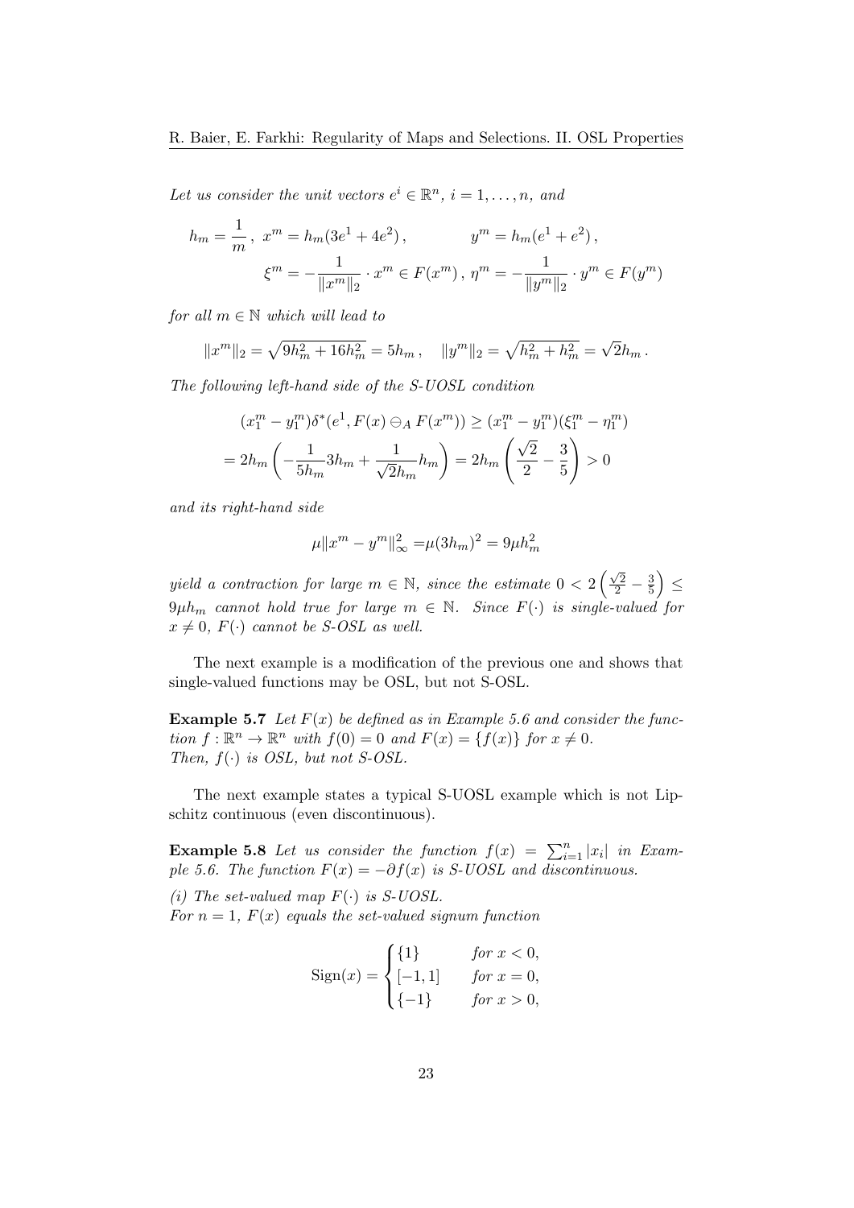*Let us consider the unit vectors $e^i \in \mathbb{R}^n$, $i = 1, \dots, n$, and*

$$h_m = \frac{1}{m}\,,\ x^m = h_m(3e^1 + 4e^2)\,, \qquad\qquad y^m = h_m(e^1 + e^2)\,,$$
$$\xi^m = -\frac{1}{\|x^m\|_2} \cdot x^m \in F(x^m)\,,\ \eta^m = -\frac{1}{\|y^m\|_2} \cdot y^m \in F(y^m)$$

*for all $m \in \mathbb{N}$ which will lead to*

$$\|x^m\|_2 = \sqrt{9h_m^2 + 16h_m^2} = 5h_m\,, \quad \|y^m\|_2 = \sqrt{h_m^2 + h_m^2} = \sqrt{2}h_m\,.$$

*The following left-hand side of the S-UOSL condition*

$$(x_1^m - y_1^m)\delta^*(e^1, F(x) \ominus_A F(x^m)) \geq (x_1^m - y_1^m)(\xi_1^m - \eta_1^m)$$
$$= 2h_m\left(-\frac{1}{5h_m}3h_m + \frac{1}{\sqrt{2}h_m}h_m\right) = 2h_m\left(\frac{\sqrt{2}}{2} - \frac{3}{5}\right) > 0$$

*and its right-hand side*

$$\mu\|x^m - y^m\|_\infty^2 = \mu(3h_m)^2 = 9\mu h_m^2$$

*yield a contraction for large $m \in \mathbb{N}$, since the estimate $0 < 2\left(\frac{\sqrt{2}}{2} - \frac{3}{5}\right) \leq 9\mu h_m$ cannot hold true for large $m \in \mathbb{N}$. Since $F(\cdot)$ is single-valued for $x \neq 0$, $F(\cdot)$ cannot be S-OSL as well.*

The next example is a modification of the previous one and shows that single-valued functions may be OSL, but not S-OSL.

**Example 5.7** *Let $F(x)$ be defined as in Example 5.6 and consider the function $f : \mathbb{R}^n \to \mathbb{R}^n$ with $f(0) = 0$ and $F(x) = \{f(x)\}$ for $x \neq 0$.*
*Then, $f(\cdot)$ is OSL, but not S-OSL.*

The next example states a typical S-UOSL example which is not Lipschitz continuous (even discontinuous).

**Example 5.8** *Let us consider the function $f(x) = \sum_{i=1}^n |x_i|$ in Example 5.6. The function $F(x) = -\partial f(x)$ is S-UOSL and discontinuous.*

*(i) The set-valued map $F(\cdot)$ is S-UOSL.*
*For $n = 1$, $F(x)$ equals the set-valued signum function*

$$\operatorname{Sign}(x) = \begin{cases} \{1\} & \text{for } x < 0, \\ [-1, 1] & \text{for } x = 0, \\ \{-1\} & \text{for } x > 0, \end{cases}$$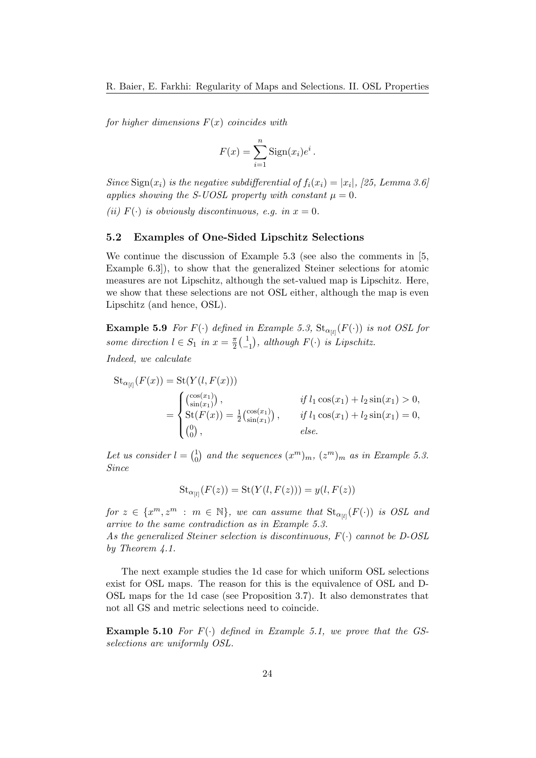*for higher dimensions $F(x)$ coincides with*

$$F(x) = \sum_{i=1}^{n} \mathrm{Sign}(x_i) e^i \,.$$

*Since $\mathrm{Sign}(x_i)$ is the negative subdifferential of $f_i(x_i) = |x_i|$, [25, Lemma 3.6] applies showing the S-UOSL property with constant $\mu = 0$.*

*(ii) $F(\cdot)$ is obviously discontinuous, e.g. in $x = 0$.*

### 5.2 Examples of One-Sided Lipschitz Selections

We continue the discussion of Example 5.3 (see also the comments in [5, Example 6.3]), to show that the generalized Steiner selections for atomic measures are not Lipschitz, although the set-valued map is Lipschitz. Here, we show that these selections are not OSL either, although the map is even Lipschitz (and hence, OSL).

**Example 5.9** *For $F(\cdot)$ defined in Example 5.3, $\mathrm{St}_{\alpha_{[l]}}(F(\cdot))$ is not OSL for some direction $l \in S_1$ in $x = \frac{\pi}{2}\binom{1}{-1}$, although $F(\cdot)$ is Lipschitz.*

*Indeed, we calculate*

$$\begin{aligned}
\mathrm{St}_{\alpha_{[l]}}(F(x)) &= \mathrm{St}(Y(l, F(x))) \\
&= \begin{cases} \binom{\cos(x_1)}{\sin(x_1)}\,, & \text{if } l_1 \cos(x_1) + l_2 \sin(x_1) > 0, \\ \mathrm{St}(F(x)) = \frac{1}{2}\binom{\cos(x_1)}{\sin(x_1)}\,, & \text{if } l_1 \cos(x_1) + l_2 \sin(x_1) = 0, \\ \binom{0}{0}\,, & \text{else.} \end{cases}
\end{aligned}$$

*Let us consider $l = \binom{1}{0}$ and the sequences $(x^m)_m$, $(z^m)_m$ as in Example 5.3. Since*

$$\mathrm{St}_{\alpha_{[l]}}(F(z)) = \mathrm{St}(Y(l, F(z))) = y(l, F(z))$$

*for $z \in \{x^m, z^m \,:\, m \in \mathbb{N}\}$, we can assume that $\mathrm{St}_{\alpha_{[l]}}(F(\cdot))$ is OSL and arrive to the same contradiction as in Example 5.3.*

*As the generalized Steiner selection is discontinuous, $F(\cdot)$ cannot be D-OSL by Theorem 4.1.*

The next example studies the 1d case for which uniform OSL selections exist for OSL maps. The reason for this is the equivalence of OSL and D-OSL maps for the 1d case (see Proposition 3.7). It also demonstrates that not all GS and metric selections need to coincide.

**Example 5.10** *For $F(\cdot)$ defined in Example 5.1, we prove that the GS-selections are uniformly OSL.*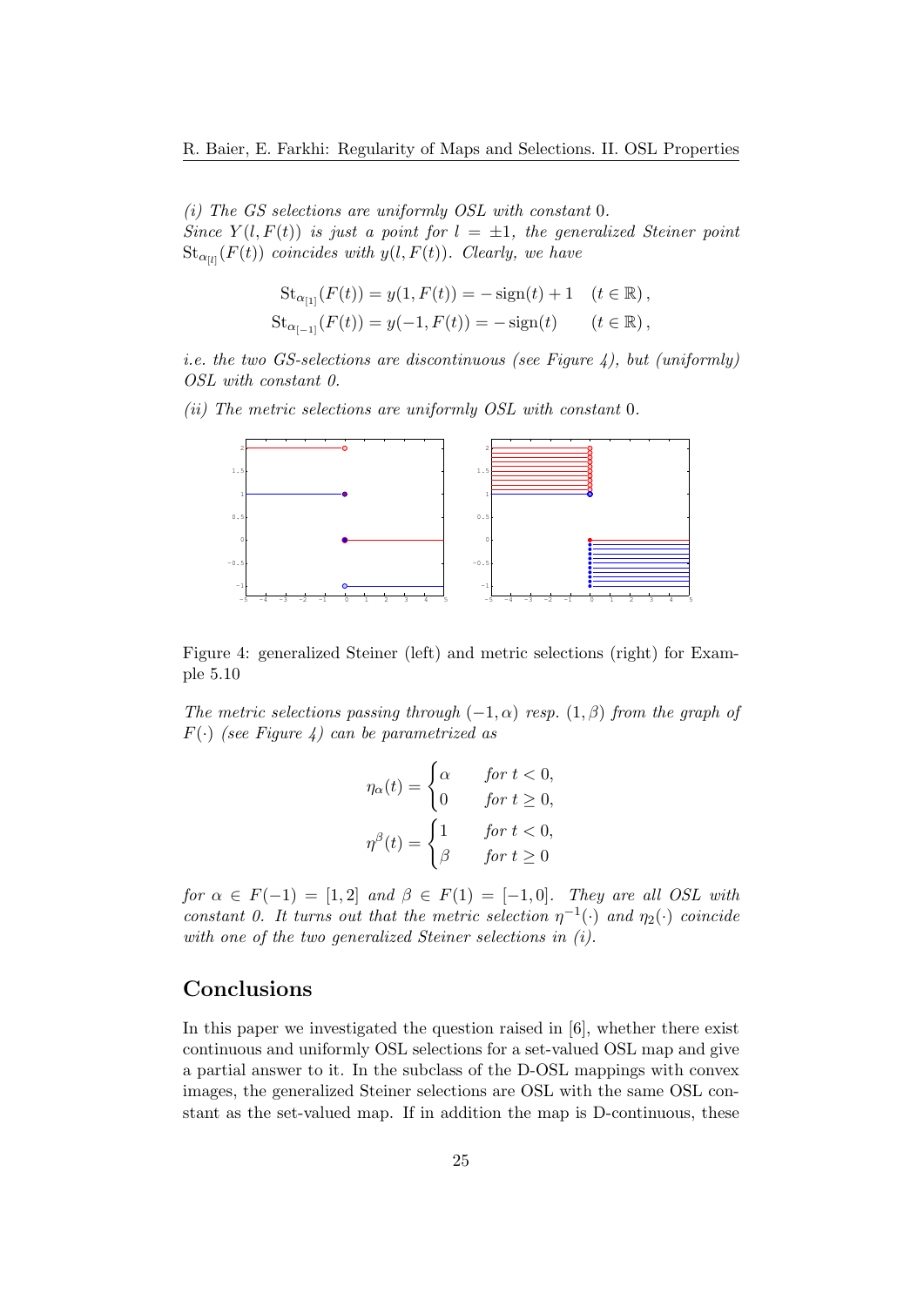*(i) The GS selections are uniformly OSL with constant* 0.
*Since $Y(l, F(t))$ is just a point for $l = \pm 1$, the generalized Steiner point $\mathrm{St}_{\alpha_{[l]}}(F(t))$ coincides with $y(l, F(t))$. Clearly, we have*

$$\mathrm{St}_{\alpha_{[1]}}(F(t)) = y(1, F(t)) = -\operatorname{sign}(t) + 1 \quad (t \in \mathbb{R}),$$
$$\mathrm{St}_{\alpha_{[-1]}}(F(t)) = y(-1, F(t)) = -\operatorname{sign}(t) \qquad (t \in \mathbb{R}),$$

*i.e. the two GS-selections are discontinuous (see Figure 4), but (uniformly) OSL with constant 0.*

*(ii) The metric selections are uniformly OSL with constant* 0.

Figure 4: generalized Steiner (left) and metric selections (right) for Example 5.10

*The metric selections passing through $(-1, \alpha)$ resp. $(1, \beta)$ from the graph of $F(\cdot)$ (see Figure 4) can be parametrized as*

$$\eta_\alpha(t) = \begin{cases} \alpha & \text{for } t < 0, \\ 0 & \text{for } t \geq 0, \end{cases}$$
$$\eta^\beta(t) = \begin{cases} 1 & \text{for } t < 0, \\ \beta & \text{for } t \geq 0 \end{cases}$$

*for $\alpha \in F(-1) = [1, 2]$ and $\beta \in F(1) = [-1, 0]$. They are all OSL with constant 0. It turns out that the metric selection $\eta^{-1}(\cdot)$ and $\eta_2(\cdot)$ coincide with one of the two generalized Steiner selections in (i).*

## Conclusions

In this paper we investigated the question raised in [6], whether there exist continuous and uniformly OSL selections for a set-valued OSL map and give a partial answer to it. In the subclass of the D-OSL mappings with convex images, the generalized Steiner selections are OSL with the same OSL constant as the set-valued map. If in addition the map is D-continuous, these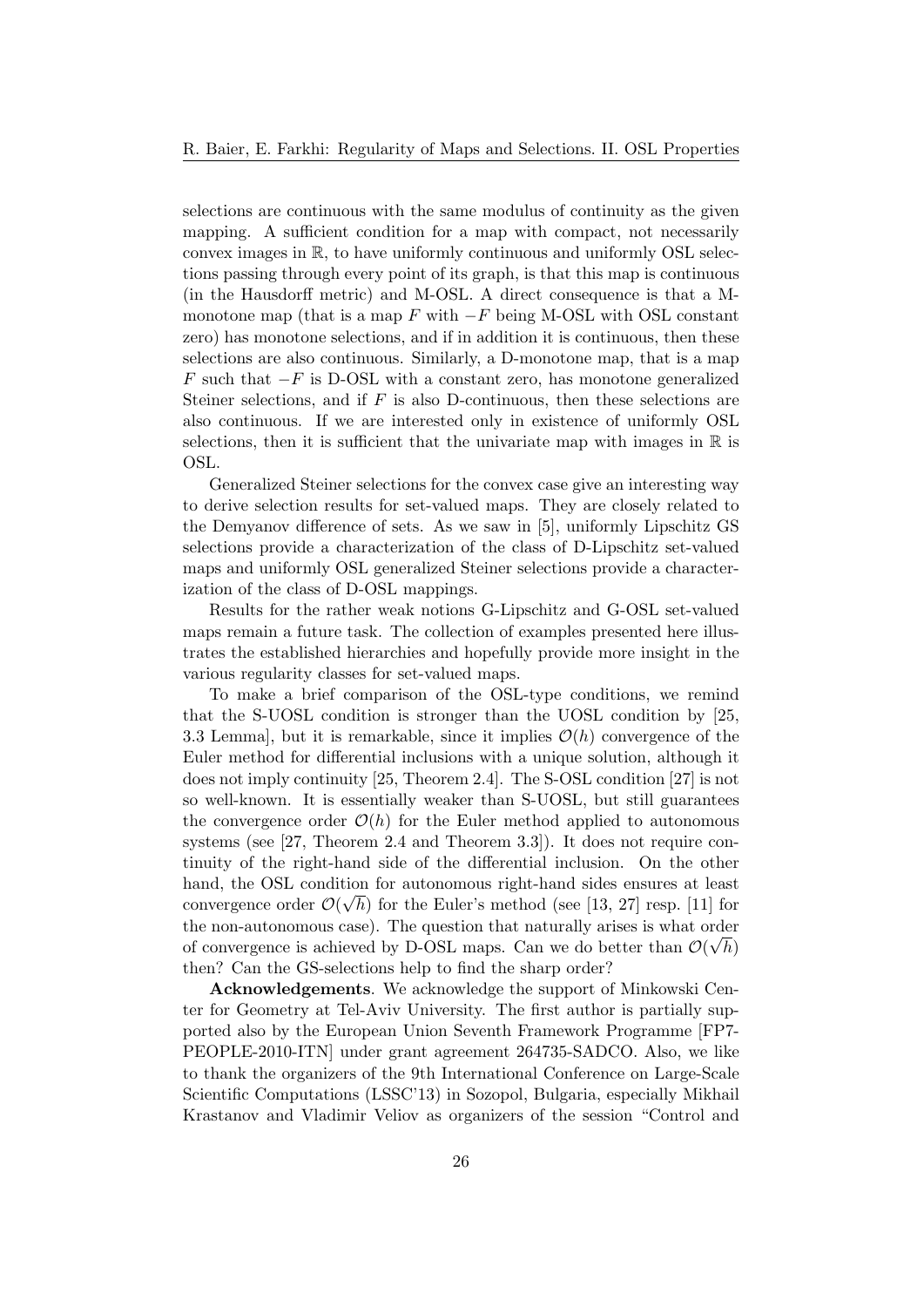selections are continuous with the same modulus of continuity as the given mapping. A sufficient condition for a map with compact, not necessarily convex images in $\mathbb{R}$, to have uniformly continuous and uniformly OSL selections passing through every point of its graph, is that this map is continuous (in the Hausdorff metric) and M-OSL. A direct consequence is that a M-monotone map (that is a map $F$ with $-F$ being M-OSL with OSL constant zero) has monotone selections, and if in addition it is continuous, then these selections are also continuous. Similarly, a D-monotone map, that is a map $F$ such that $-F$ is D-OSL with a constant zero, has monotone generalized Steiner selections, and if $F$ is also D-continuous, then these selections are also continuous. If we are interested only in existence of uniformly OSL selections, then it is sufficient that the univariate map with images in $\mathbb{R}$ is OSL.

Generalized Steiner selections for the convex case give an interesting way to derive selection results for set-valued maps. They are closely related to the Demyanov difference of sets. As we saw in [5], uniformly Lipschitz GS selections provide a characterization of the class of D-Lipschitz set-valued maps and uniformly OSL generalized Steiner selections provide a characterization of the class of D-OSL mappings.

Results for the rather weak notions G-Lipschitz and G-OSL set-valued maps remain a future task. The collection of examples presented here illustrates the established hierarchies and hopefully provide more insight in the various regularity classes for set-valued maps.

To make a brief comparison of the OSL-type conditions, we remind that the S-UOSL condition is stronger than the UOSL condition by [25, 3.3 Lemma], but it is remarkable, since it implies $\mathcal{O}(h)$ convergence of the Euler method for differential inclusions with a unique solution, although it does not imply continuity [25, Theorem 2.4]. The S-OSL condition [27] is not so well-known. It is essentially weaker than S-UOSL, but still guarantees the convergence order $\mathcal{O}(h)$ for the Euler method applied to autonomous systems (see [27, Theorem 2.4 and Theorem 3.3]). It does not require continuity of the right-hand side of the differential inclusion. On the other hand, the OSL condition for autonomous right-hand sides ensures at least convergence order $\mathcal{O}(\sqrt{h})$ for the Euler's method (see [13, 27] resp. [11] for the non-autonomous case). The question that naturally arises is what order of convergence is achieved by D-OSL maps. Can we do better than $\mathcal{O}(\sqrt{h})$ then? Can the GS-selections help to find the sharp order?

**Acknowledgements**. We acknowledge the support of Minkowski Center for Geometry at Tel-Aviv University. The first author is partially supported also by the European Union Seventh Framework Programme [FP7-PEOPLE-2010-ITN] under grant agreement 264735-SADCO. Also, we like to thank the organizers of the 9th International Conference on Large-Scale Scientific Computations (LSSC'13) in Sozopol, Bulgaria, especially Mikhail Krastanov and Vladimir Veliov as organizers of the session "Control and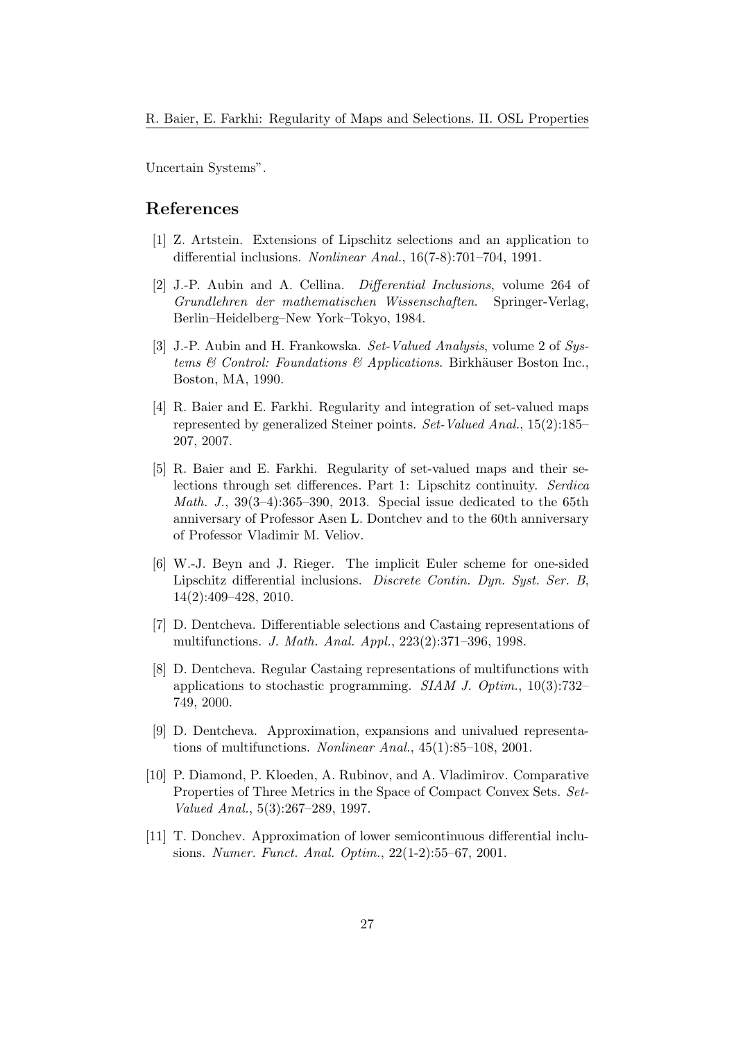Uncertain Systems".

## References

[1] Z. Artstein. Extensions of Lipschitz selections and an application to differential inclusions. *Nonlinear Anal.*, 16(7-8):701–704, 1991.

[2] J.-P. Aubin and A. Cellina. *Differential Inclusions*, volume 264 of *Grundlehren der mathematischen Wissenschaften*. Springer-Verlag, Berlin–Heidelberg–New York–Tokyo, 1984.

[3] J.-P. Aubin and H. Frankowska. *Set-Valued Analysis*, volume 2 of *Systems & Control: Foundations & Applications*. Birkhäuser Boston Inc., Boston, MA, 1990.

[4] R. Baier and E. Farkhi. Regularity and integration of set-valued maps represented by generalized Steiner points. *Set-Valued Anal.*, 15(2):185–207, 2007.

[5] R. Baier and E. Farkhi. Regularity of set-valued maps and their selections through set differences. Part 1: Lipschitz continuity. *Serdica Math. J.*, 39(3–4):365–390, 2013. Special issue dedicated to the 65th anniversary of Professor Asen L. Dontchev and to the 60th anniversary of Professor Vladimir M. Veliov.

[6] W.-J. Beyn and J. Rieger. The implicit Euler scheme for one-sided Lipschitz differential inclusions. *Discrete Contin. Dyn. Syst. Ser. B*, 14(2):409–428, 2010.

[7] D. Dentcheva. Differentiable selections and Castaing representations of multifunctions. *J. Math. Anal. Appl.*, 223(2):371–396, 1998.

[8] D. Dentcheva. Regular Castaing representations of multifunctions with applications to stochastic programming. *SIAM J. Optim.*, 10(3):732–749, 2000.

[9] D. Dentcheva. Approximation, expansions and univalued representations of multifunctions. *Nonlinear Anal.*, 45(1):85–108, 2001.

[10] P. Diamond, P. Kloeden, A. Rubinov, and A. Vladimirov. Comparative Properties of Three Metrics in the Space of Compact Convex Sets. *Set-Valued Anal.*, 5(3):267–289, 1997.

[11] T. Donchev. Approximation of lower semicontinuous differential inclusions. *Numer. Funct. Anal. Optim.*, 22(1-2):55–67, 2001.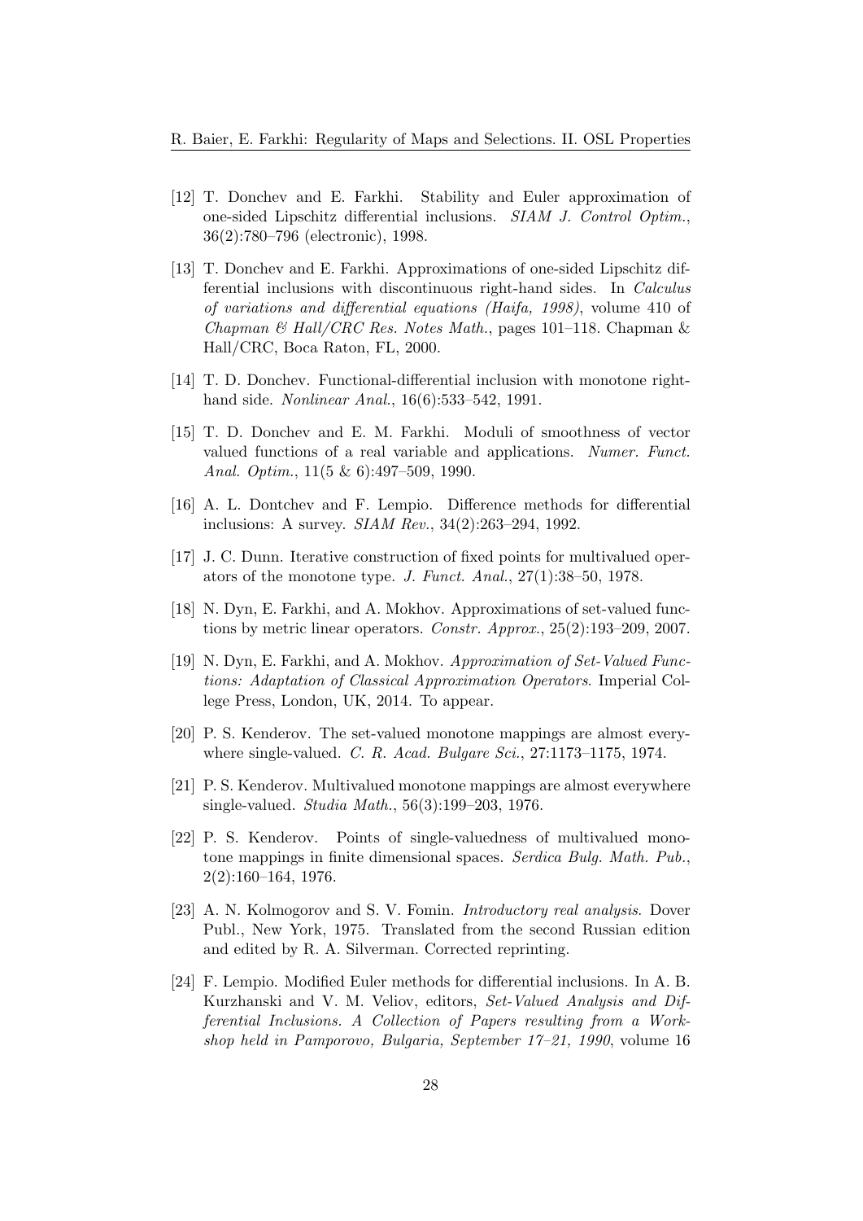[12] T. Donchev and E. Farkhi. Stability and Euler approximation of one-sided Lipschitz differential inclusions. *SIAM J. Control Optim.*, 36(2):780–796 (electronic), 1998.

[13] T. Donchev and E. Farkhi. Approximations of one-sided Lipschitz differential inclusions with discontinuous right-hand sides. In *Calculus of variations and differential equations (Haifa, 1998)*, volume 410 of *Chapman & Hall/CRC Res. Notes Math.*, pages 101–118. Chapman & Hall/CRC, Boca Raton, FL, 2000.

[14] T. D. Donchev. Functional-differential inclusion with monotone right-hand side. *Nonlinear Anal.*, 16(6):533–542, 1991.

[15] T. D. Donchev and E. M. Farkhi. Moduli of smoothness of vector valued functions of a real variable and applications. *Numer. Funct. Anal. Optim.*, 11(5 & 6):497–509, 1990.

[16] A. L. Dontchev and F. Lempio. Difference methods for differential inclusions: A survey. *SIAM Rev.*, 34(2):263–294, 1992.

[17] J. C. Dunn. Iterative construction of fixed points for multivalued operators of the monotone type. *J. Funct. Anal.*, 27(1):38–50, 1978.

[18] N. Dyn, E. Farkhi, and A. Mokhov. Approximations of set-valued functions by metric linear operators. *Constr. Approx.*, 25(2):193–209, 2007.

[19] N. Dyn, E. Farkhi, and A. Mokhov. *Approximation of Set-Valued Functions: Adaptation of Classical Approximation Operators*. Imperial College Press, London, UK, 2014. To appear.

[20] P. S. Kenderov. The set-valued monotone mappings are almost everywhere single-valued. *C. R. Acad. Bulgare Sci.*, 27:1173–1175, 1974.

[21] P. S. Kenderov. Multivalued monotone mappings are almost everywhere single-valued. *Studia Math.*, 56(3):199–203, 1976.

[22] P. S. Kenderov. Points of single-valuedness of multivalued monotone mappings in finite dimensional spaces. *Serdica Bulg. Math. Pub.*, 2(2):160–164, 1976.

[23] A. N. Kolmogorov and S. V. Fomin. *Introductory real analysis*. Dover Publ., New York, 1975. Translated from the second Russian edition and edited by R. A. Silverman. Corrected reprinting.

[24] F. Lempio. Modified Euler methods for differential inclusions. In A. B. Kurzhanski and V. M. Veliov, editors, *Set-Valued Analysis and Differential Inclusions. A Collection of Papers resulting from a Workshop held in Pamporovo, Bulgaria, September 17–21, 1990*, volume 16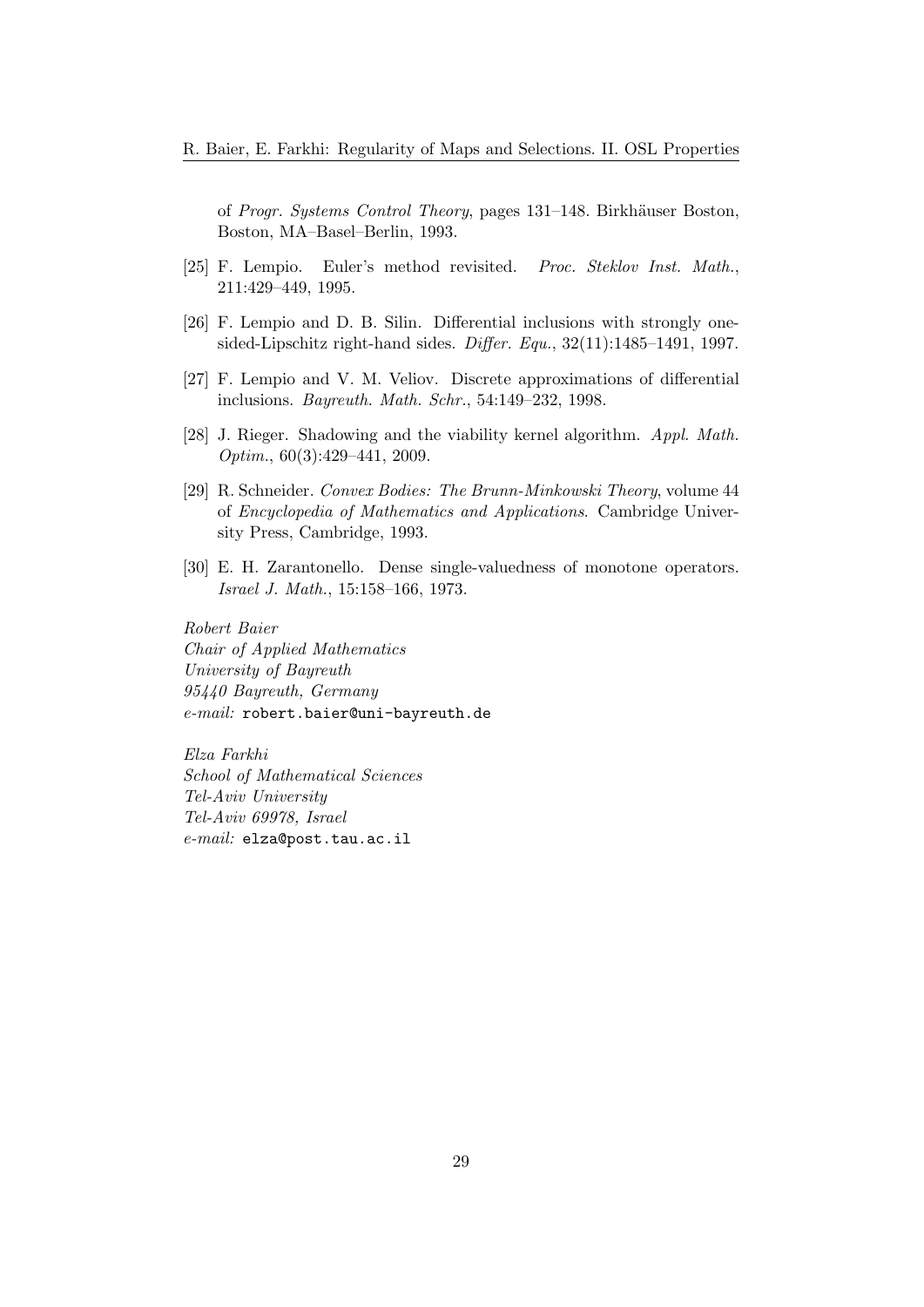of *Progr. Systems Control Theory*, pages 131–148. Birkhäuser Boston, Boston, MA–Basel–Berlin, 1993.

[25] F. Lempio. Euler's method revisited. *Proc. Steklov Inst. Math.*, 211:429–449, 1995.

[26] F. Lempio and D. B. Silin. Differential inclusions with strongly one-sided-Lipschitz right-hand sides. *Differ. Equ.*, 32(11):1485–1491, 1997.

[27] F. Lempio and V. M. Veliov. Discrete approximations of differential inclusions. *Bayreuth. Math. Schr.*, 54:149–232, 1998.

[28] J. Rieger. Shadowing and the viability kernel algorithm. *Appl. Math. Optim.*, 60(3):429–441, 2009.

[29] R. Schneider. *Convex Bodies: The Brunn-Minkowski Theory*, volume 44 of *Encyclopedia of Mathematics and Applications*. Cambridge University Press, Cambridge, 1993.

[30] E. H. Zarantonello. Dense single-valuedness of monotone operators. *Israel J. Math.*, 15:158–166, 1973.

*Robert Baier*
*Chair of Applied Mathematics*
*University of Bayreuth*
*95440 Bayreuth, Germany*
*e-mail:* robert.baier@uni-bayreuth.de

*Elza Farkhi*
*School of Mathematical Sciences*
*Tel-Aviv University*
*Tel-Aviv 69978, Israel*
*e-mail:* elza@post.tau.ac.il